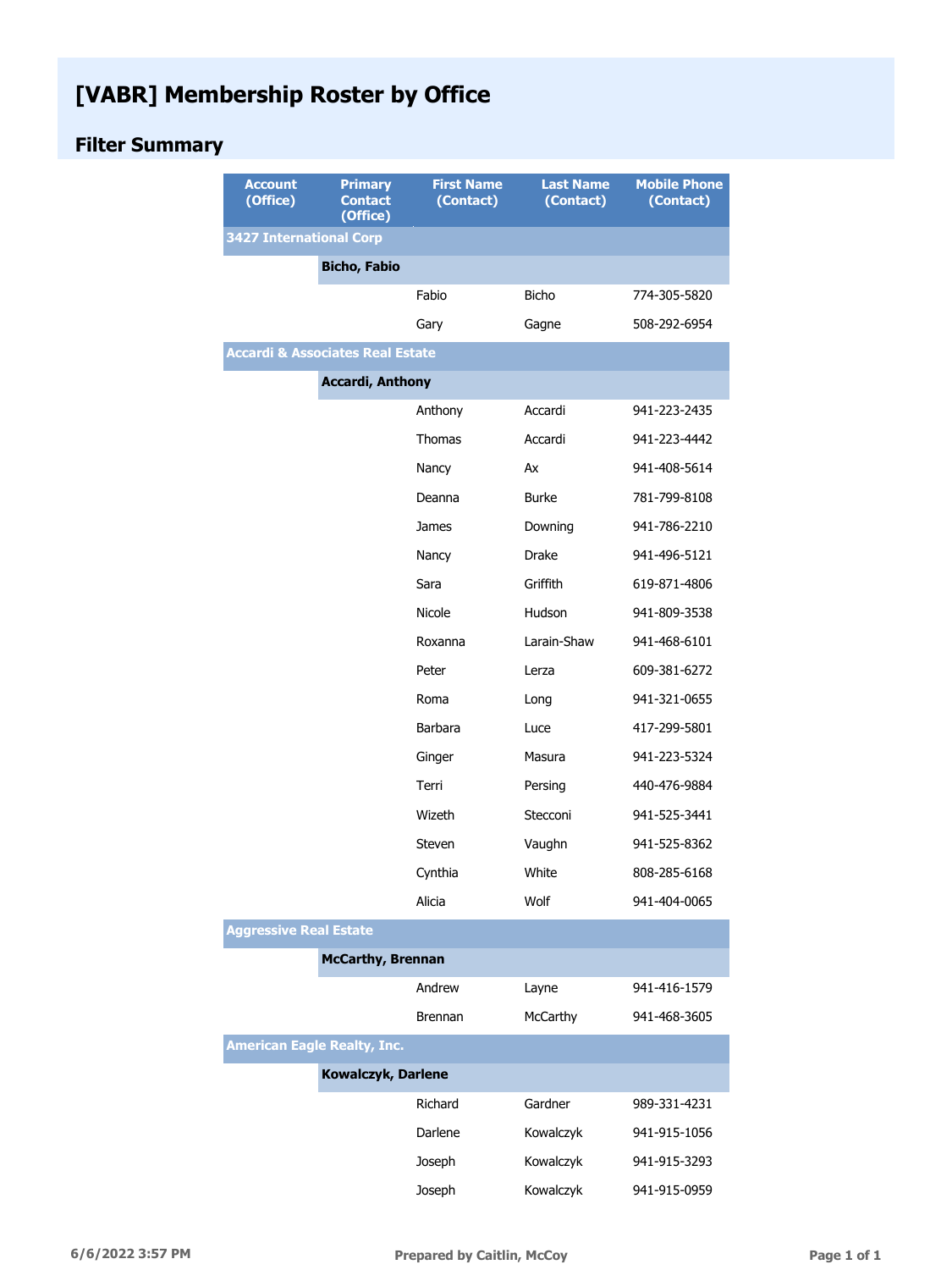# [VABR] Membership Roster by Office

## Filter Summary

| Account (Office) | Primary Contact (Office) | First Name (Contact) | Last Name (Contact) | Mobile Phone (Contact) |
|---|---|---|---|---|
| **3427 International Corp** | | | | |
| | **Bicho, Fabio** | | | |
| | | Fabio | Bicho | 774-305-5820 |
| | | Gary | Gagne | 508-292-6954 |
| **Accardi & Associates Real Estate** | | | | |
| | **Accardi, Anthony** | | | |
| | | Anthony | Accardi | 941-223-2435 |
| | | Thomas | Accardi | 941-223-4442 |
| | | Nancy | Ax | 941-408-5614 |
| | | Deanna | Burke | 781-799-8108 |
| | | James | Downing | 941-786-2210 |
| | | Nancy | Drake | 941-496-5121 |
| | | Sara | Griffith | 619-871-4806 |
| | | Nicole | Hudson | 941-809-3538 |
| | | Roxanna | Larain-Shaw | 941-468-6101 |
| | | Peter | Lerza | 609-381-6272 |
| | | Roma | Long | 941-321-0655 |
| | | Barbara | Luce | 417-299-5801 |
| | | Ginger | Masura | 941-223-5324 |
| | | Terri | Persing | 440-476-9884 |
| | | Wizeth | Stecconi | 941-525-3441 |
| | | Steven | Vaughn | 941-525-8362 |
| | | Cynthia | White | 808-285-6168 |
| | | Alicia | Wolf | 941-404-0065 |
| **Aggressive Real Estate** | | | | |
| | **McCarthy, Brennan** | | | |
| | | Andrew | Layne | 941-416-1579 |
| | | Brennan | McCarthy | 941-468-3605 |
| **American Eagle Realty, Inc.** | | | | |
| | **Kowalczyk, Darlene** | | | |
| | | Richard | Gardner | 989-331-4231 |
| | | Darlene | Kowalczyk | 941-915-1056 |
| | | Joseph | Kowalczyk | 941-915-3293 |
| | | Joseph | Kowalczyk | 941-915-0959 |

6/6/2022 3:57 PM — Prepared by Caitlin, McCoy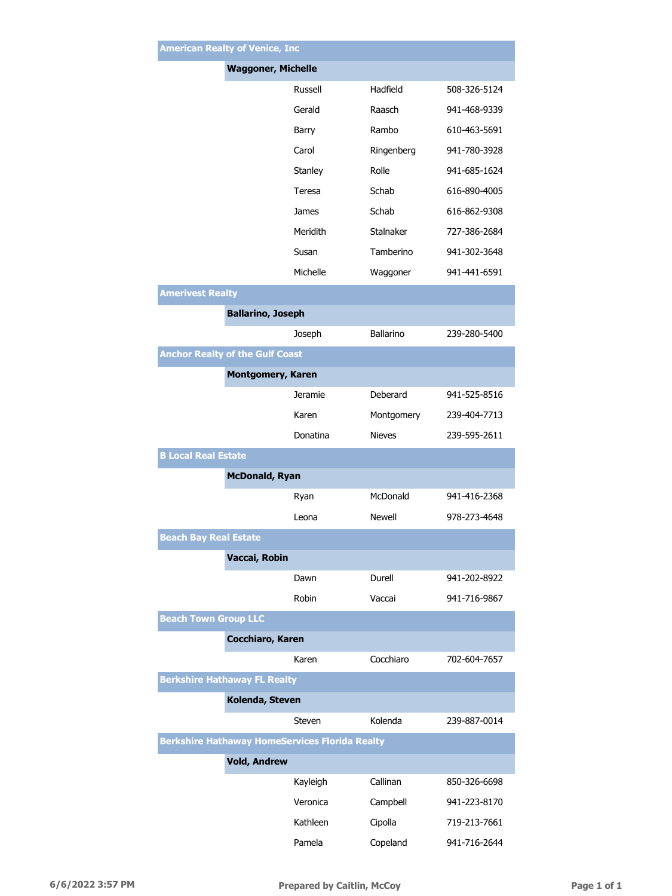## American Realty of Venice, Inc

### Waggoner, Michelle

| First Name | Last Name | Phone |
|---|---|---|
| Russell | Hadfield | 508-326-5124 |
| Gerald | Raasch | 941-468-9339 |
| Barry | Rambo | 610-463-5691 |
| Carol | Ringenberg | 941-780-3928 |
| Stanley | Rolle | 941-685-1624 |
| Teresa | Schab | 616-890-4005 |
| James | Schab | 616-862-9308 |
| Meridith | Stalnaker | 727-386-2684 |
| Susan | Tamberino | 941-302-3648 |
| Michelle | Waggoner | 941-441-6591 |

## Amerivest Realty

### Ballarino, Joseph

| First Name | Last Name | Phone |
|---|---|---|
| Joseph | Ballarino | 239-280-5400 |

## Anchor Realty of the Gulf Coast

### Montgomery, Karen

| First Name | Last Name | Phone |
|---|---|---|
| Jeramie | Deberard | 941-525-8516 |
| Karen | Montgomery | 239-404-7713 |
| Donatina | Nieves | 239-595-2611 |

## B Local Real Estate

### McDonald, Ryan

| First Name | Last Name | Phone |
|---|---|---|
| Ryan | McDonald | 941-416-2368 |
| Leona | Newell | 978-273-4648 |

## Beach Bay Real Estate

### Vaccai, Robin

| First Name | Last Name | Phone |
|---|---|---|
| Dawn | Durell | 941-202-8922 |
| Robin | Vaccai | 941-716-9867 |

## Beach Town Group LLC

### Cocchiaro, Karen

| First Name | Last Name | Phone |
|---|---|---|
| Karen | Cocchiaro | 702-604-7657 |

## Berkshire Hathaway FL Realty

### Kolenda, Steven

| First Name | Last Name | Phone |
|---|---|---|
| Steven | Kolenda | 239-887-0014 |

## Berkshire Hathaway HomeServices Florida Realty

### Vold, Andrew

| First Name | Last Name | Phone |
|---|---|---|
| Kayleigh | Callinan | 850-326-6698 |
| Veronica | Campbell | 941-223-8170 |
| Kathleen | Cipolla | 719-213-7661 |
| Pamela | Copeland | 941-716-2644 |

6/6/2022 3:57 PM — Prepared by Caitlin, McCoy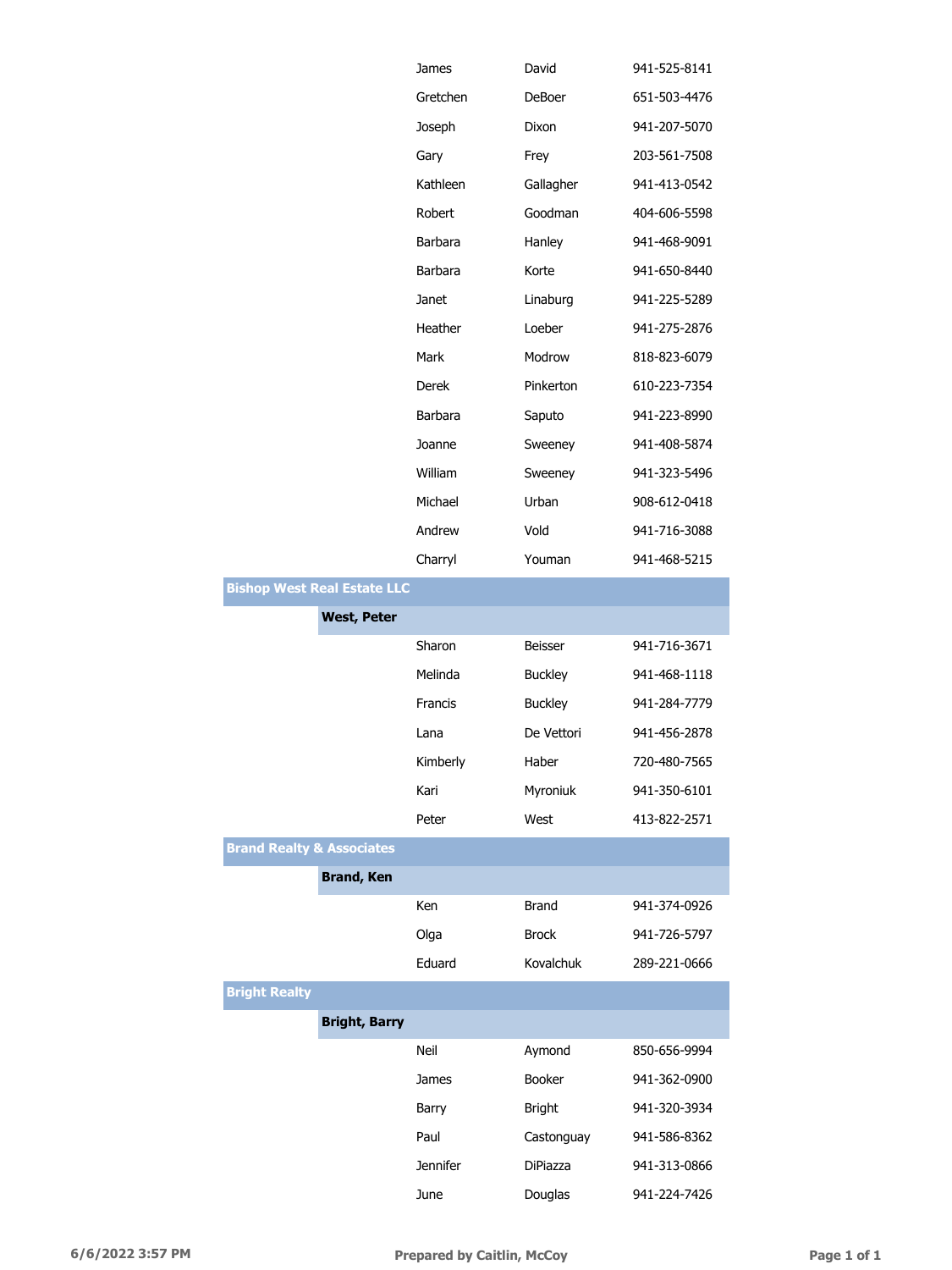| | | First Name | Last Name | Phone |
|---|---|---|---|---|
| | | James | David | 941-525-8141 |
| | | Gretchen | DeBoer | 651-503-4476 |
| | | Joseph | Dixon | 941-207-5070 |
| | | Gary | Frey | 203-561-7508 |
| | | Kathleen | Gallagher | 941-413-0542 |
| | | Robert | Goodman | 404-606-5598 |
| | | Barbara | Hanley | 941-468-9091 |
| | | Barbara | Korte | 941-650-8440 |
| | | Janet | Linaburg | 941-225-5289 |
| | | Heather | Loeber | 941-275-2876 |
| | | Mark | Modrow | 818-823-6079 |
| | | Derek | Pinkerton | 610-223-7354 |
| | | Barbara | Saputo | 941-223-8990 |
| | | Joanne | Sweeney | 941-408-5874 |
| | | William | Sweeney | 941-323-5496 |
| | | Michael | Urban | 908-612-0418 |
| | | Andrew | Vold | 941-716-3088 |
| | | Charryl | Youman | 941-468-5215 |
| **Bishop West Real Estate LLC** | | | | |
| | **West, Peter** | | | |
| | | Sharon | Beisser | 941-716-3671 |
| | | Melinda | Buckley | 941-468-1118 |
| | | Francis | Buckley | 941-284-7779 |
| | | Lana | De Vettori | 941-456-2878 |
| | | Kimberly | Haber | 720-480-7565 |
| | | Kari | Myroniuk | 941-350-6101 |
| | | Peter | West | 413-822-2571 |
| **Brand Realty & Associates** | | | | |
| | **Brand, Ken** | | | |
| | | Ken | Brand | 941-374-0926 |
| | | Olga | Brock | 941-726-5797 |
| | | Eduard | Kovalchuk | 289-221-0666 |
| **Bright Realty** | | | | |
| | **Bright, Barry** | | | |
| | | Neil | Aymond | 850-656-9994 |
| | | James | Booker | 941-362-0900 |
| | | Barry | Bright | 941-320-3934 |
| | | Paul | Castonguay | 941-586-8362 |
| | | Jennifer | DiPiazza | 941-313-0866 |
| | | June | Douglas | 941-224-7426 |

6/6/2022 3:57 PM — Prepared by Caitlin, McCoy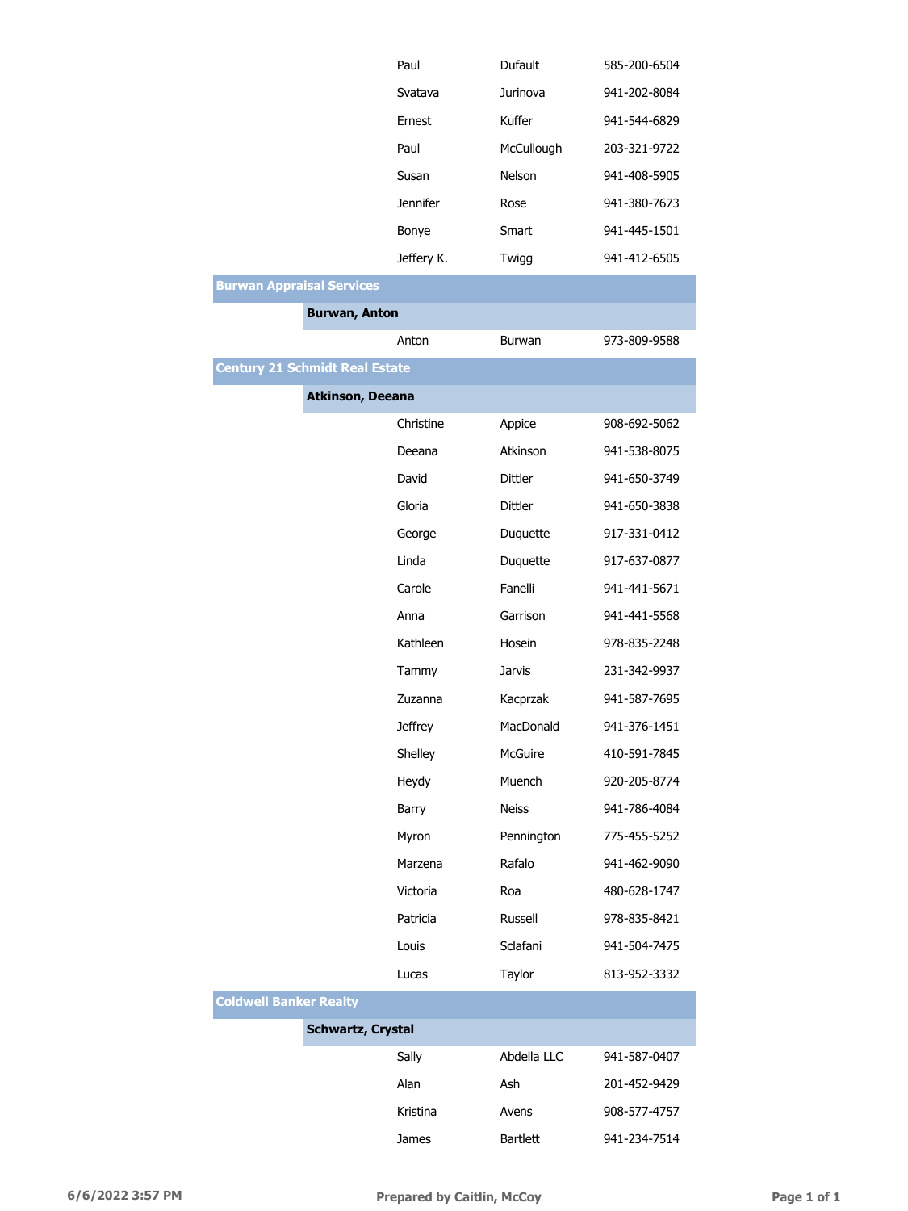| | | First Name | Last Name | Phone |
|---|---|---|---|---|
| | | Paul | Dufault | 585-200-6504 |
| | | Svatava | Jurinova | 941-202-8084 |
| | | Ernest | Kuffer | 941-544-6829 |
| | | Paul | McCullough | 203-321-9722 |
| | | Susan | Nelson | 941-408-5905 |
| | | Jennifer | Rose | 941-380-7673 |
| | | Bonye | Smart | 941-445-1501 |
| | | Jeffery K. | Twigg | 941-412-6505 |
| **Burwan Appraisal Services** | | | | |
| | **Burwan, Anton** | | | |
| | | Anton | Burwan | 973-809-9588 |
| **Century 21 Schmidt Real Estate** | | | | |
| | **Atkinson, Deeana** | | | |
| | | Christine | Appice | 908-692-5062 |
| | | Deeana | Atkinson | 941-538-8075 |
| | | David | Dittler | 941-650-3749 |
| | | Gloria | Dittler | 941-650-3838 |
| | | George | Duquette | 917-331-0412 |
| | | Linda | Duquette | 917-637-0877 |
| | | Carole | Fanelli | 941-441-5671 |
| | | Anna | Garrison | 941-441-5568 |
| | | Kathleen | Hosein | 978-835-2248 |
| | | Tammy | Jarvis | 231-342-9937 |
| | | Zuzanna | Kacprzak | 941-587-7695 |
| | | Jeffrey | MacDonald | 941-376-1451 |
| | | Shelley | McGuire | 410-591-7845 |
| | | Heydy | Muench | 920-205-8774 |
| | | Barry | Neiss | 941-786-4084 |
| | | Myron | Pennington | 775-455-5252 |
| | | Marzena | Rafalo | 941-462-9090 |
| | | Victoria | Roa | 480-628-1747 |
| | | Patricia | Russell | 978-835-8421 |
| | | Louis | Sclafani | 941-504-7475 |
| | | Lucas | Taylor | 813-952-3332 |
| **Coldwell Banker Realty** | | | | |
| | **Schwartz, Crystal** | | | |
| | | Sally | Abdella LLC | 941-587-0407 |
| | | Alan | Ash | 201-452-9429 |
| | | Kristina | Avens | 908-577-4757 |
| | | James | Bartlett | 941-234-7514 |

6/6/2022 3:57 PM — Prepared by Caitlin, McCoy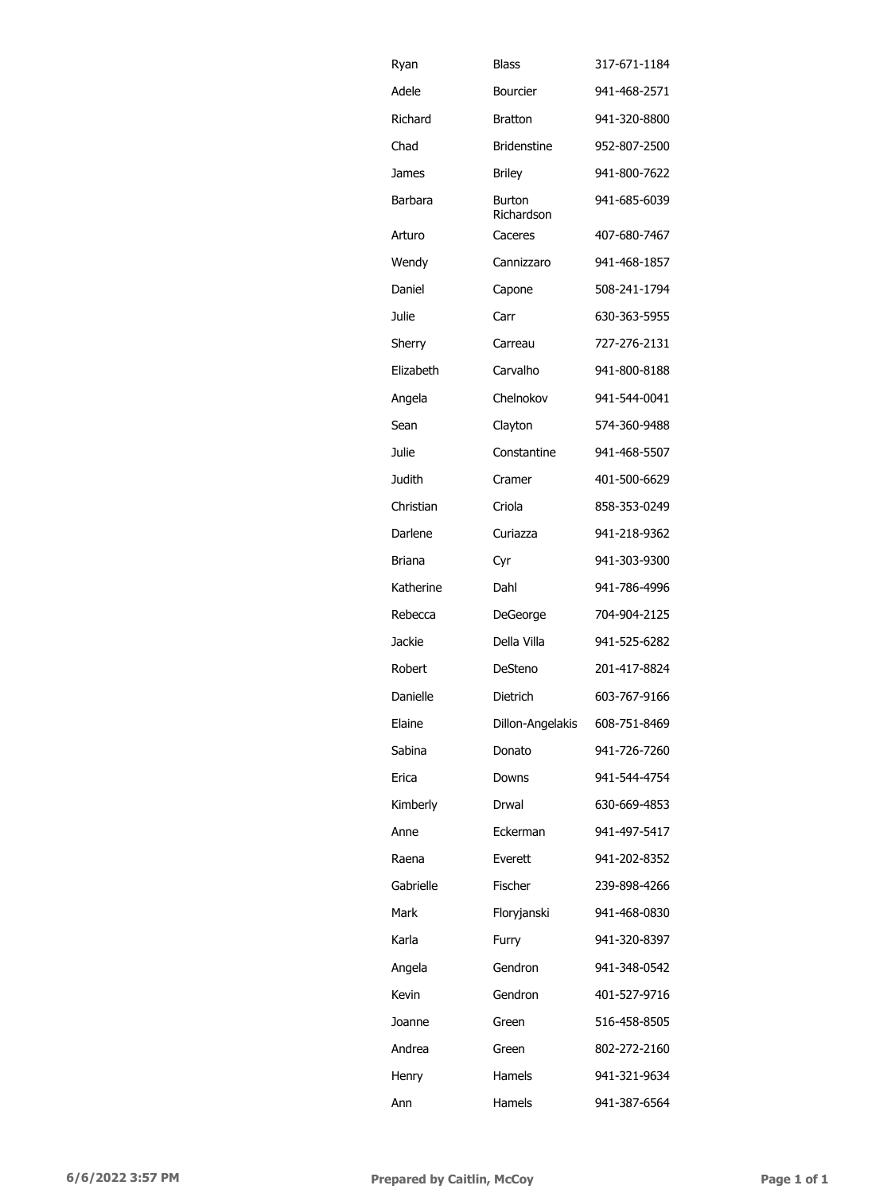| | | |
|---|---|---|
| Ryan | Blass | 317-671-1184 |
| Adele | Bourcier | 941-468-2571 |
| Richard | Bratton | 941-320-8800 |
| Chad | Bridenstine | 952-807-2500 |
| James | Briley | 941-800-7622 |
| Barbara | Burton Richardson | 941-685-6039 |
| Arturo | Caceres | 407-680-7467 |
| Wendy | Cannizzaro | 941-468-1857 |
| Daniel | Capone | 508-241-1794 |
| Julie | Carr | 630-363-5955 |
| Sherry | Carreau | 727-276-2131 |
| Elizabeth | Carvalho | 941-800-8188 |
| Angela | Chelnokov | 941-544-0041 |
| Sean | Clayton | 574-360-9488 |
| Julie | Constantine | 941-468-5507 |
| Judith | Cramer | 401-500-6629 |
| Christian | Criola | 858-353-0249 |
| Darlene | Curiazza | 941-218-9362 |
| Briana | Cyr | 941-303-9300 |
| Katherine | Dahl | 941-786-4996 |
| Rebecca | DeGeorge | 704-904-2125 |
| Jackie | Della Villa | 941-525-6282 |
| Robert | DeSteno | 201-417-8824 |
| Danielle | Dietrich | 603-767-9166 |
| Elaine | Dillon-Angelakis | 608-751-8469 |
| Sabina | Donato | 941-726-7260 |
| Erica | Downs | 941-544-4754 |
| Kimberly | Drwal | 630-669-4853 |
| Anne | Eckerman | 941-497-5417 |
| Raena | Everett | 941-202-8352 |
| Gabrielle | Fischer | 239-898-4266 |
| Mark | Floryjanski | 941-468-0830 |
| Karla | Furry | 941-320-8397 |
| Angela | Gendron | 941-348-0542 |
| Kevin | Gendron | 401-527-9716 |
| Joanne | Green | 516-458-8505 |
| Andrea | Green | 802-272-2160 |
| Henry | Hamels | 941-321-9634 |
| Ann | Hamels | 941-387-6564 |

6/6/2022 3:57 PM    Prepared by Caitlin, McCoy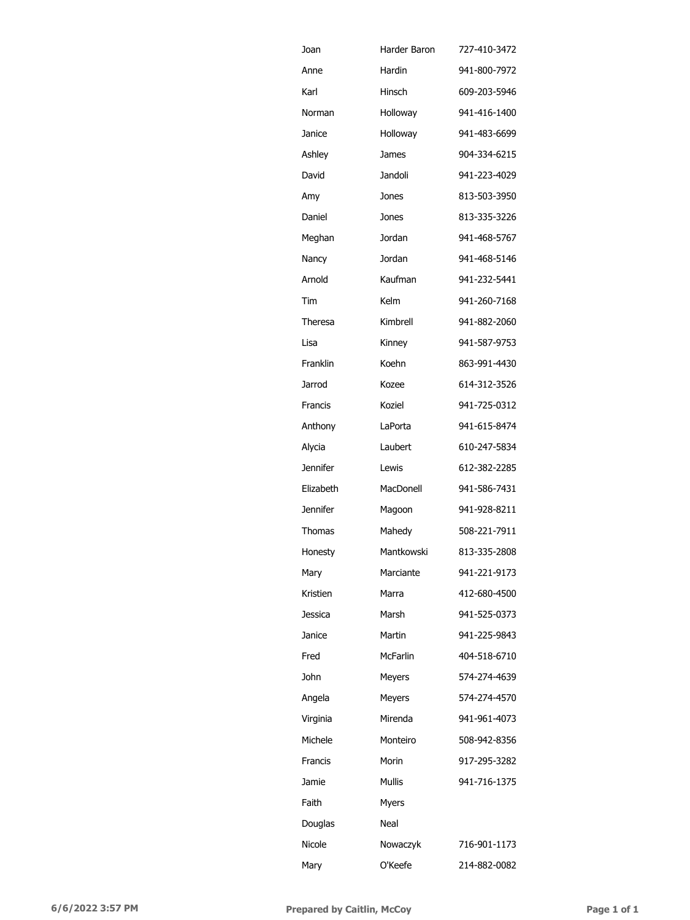| | | |
|---|---|---|
| Joan | Harder Baron | 727-410-3472 |
| Anne | Hardin | 941-800-7972 |
| Karl | Hinsch | 609-203-5946 |
| Norman | Holloway | 941-416-1400 |
| Janice | Holloway | 941-483-6699 |
| Ashley | James | 904-334-6215 |
| David | Jandoli | 941-223-4029 |
| Amy | Jones | 813-503-3950 |
| Daniel | Jones | 813-335-3226 |
| Meghan | Jordan | 941-468-5767 |
| Nancy | Jordan | 941-468-5146 |
| Arnold | Kaufman | 941-232-5441 |
| Tim | Kelm | 941-260-7168 |
| Theresa | Kimbrell | 941-882-2060 |
| Lisa | Kinney | 941-587-9753 |
| Franklin | Koehn | 863-991-4430 |
| Jarrod | Kozee | 614-312-3526 |
| Francis | Koziel | 941-725-0312 |
| Anthony | LaPorta | 941-615-8474 |
| Alycia | Laubert | 610-247-5834 |
| Jennifer | Lewis | 612-382-2285 |
| Elizabeth | MacDonell | 941-586-7431 |
| Jennifer | Magoon | 941-928-8211 |
| Thomas | Mahedy | 508-221-7911 |
| Honesty | Mantkowski | 813-335-2808 |
| Mary | Marciante | 941-221-9173 |
| Kristien | Marra | 412-680-4500 |
| Jessica | Marsh | 941-525-0373 |
| Janice | Martin | 941-225-9843 |
| Fred | McFarlin | 404-518-6710 |
| John | Meyers | 574-274-4639 |
| Angela | Meyers | 574-274-4570 |
| Virginia | Mirenda | 941-961-4073 |
| Michele | Monteiro | 508-942-8356 |
| Francis | Morin | 917-295-3282 |
| Jamie | Mullis | 941-716-1375 |
| Faith | Myers | |
| Douglas | Neal | |
| Nicole | Nowaczyk | 716-901-1173 |
| Mary | O'Keefe | 214-882-0082 |

6/6/2022 3:57 PM — Prepared by Caitlin, McCoy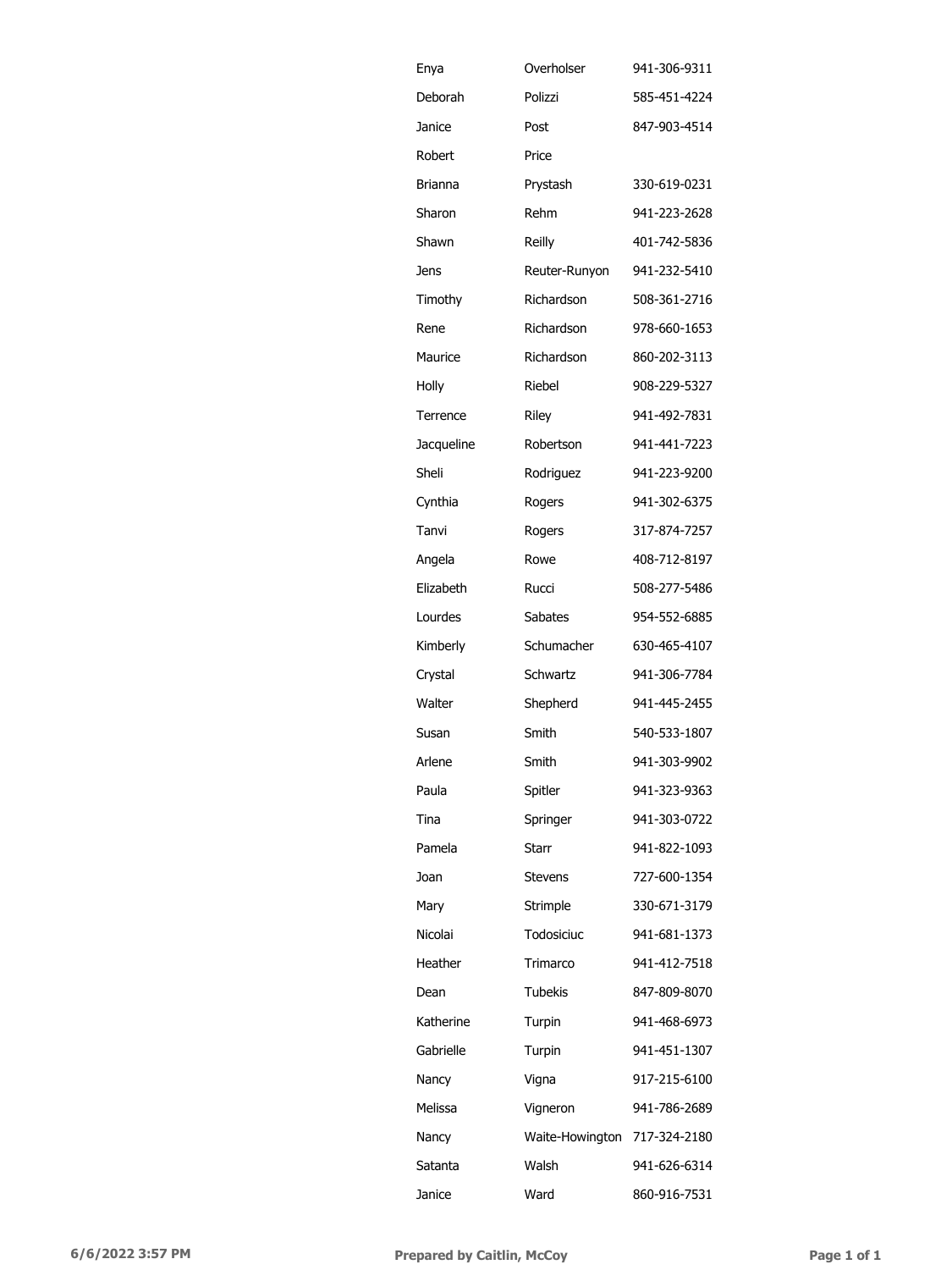| | | |
|---|---|---|
| Enya | Overholser | 941-306-9311 |
| Deborah | Polizzi | 585-451-4224 |
| Janice | Post | 847-903-4514 |
| Robert | Price | |
| Brianna | Prystash | 330-619-0231 |
| Sharon | Rehm | 941-223-2628 |
| Shawn | Reilly | 401-742-5836 |
| Jens | Reuter-Runyon | 941-232-5410 |
| Timothy | Richardson | 508-361-2716 |
| Rene | Richardson | 978-660-1653 |
| Maurice | Richardson | 860-202-3113 |
| Holly | Riebel | 908-229-5327 |
| Terrence | Riley | 941-492-7831 |
| Jacqueline | Robertson | 941-441-7223 |
| Sheli | Rodriguez | 941-223-9200 |
| Cynthia | Rogers | 941-302-6375 |
| Tanvi | Rogers | 317-874-7257 |
| Angela | Rowe | 408-712-8197 |
| Elizabeth | Rucci | 508-277-5486 |
| Lourdes | Sabates | 954-552-6885 |
| Kimberly | Schumacher | 630-465-4107 |
| Crystal | Schwartz | 941-306-7784 |
| Walter | Shepherd | 941-445-2455 |
| Susan | Smith | 540-533-1807 |
| Arlene | Smith | 941-303-9902 |
| Paula | Spitler | 941-323-9363 |
| Tina | Springer | 941-303-0722 |
| Pamela | Starr | 941-822-1093 |
| Joan | Stevens | 727-600-1354 |
| Mary | Strimple | 330-671-3179 |
| Nicolai | Todosiciuc | 941-681-1373 |
| Heather | Trimarco | 941-412-7518 |
| Dean | Tubekis | 847-809-8070 |
| Katherine | Turpin | 941-468-6973 |
| Gabrielle | Turpin | 941-451-1307 |
| Nancy | Vigna | 917-215-6100 |
| Melissa | Vigneron | 941-786-2689 |
| Nancy | Waite-Howington | 717-324-2180 |
| Satanta | Walsh | 941-626-6314 |
| Janice | Ward | 860-916-7531 |

**6/6/2022 3:57 PM** **Prepared by Caitlin, McCoy**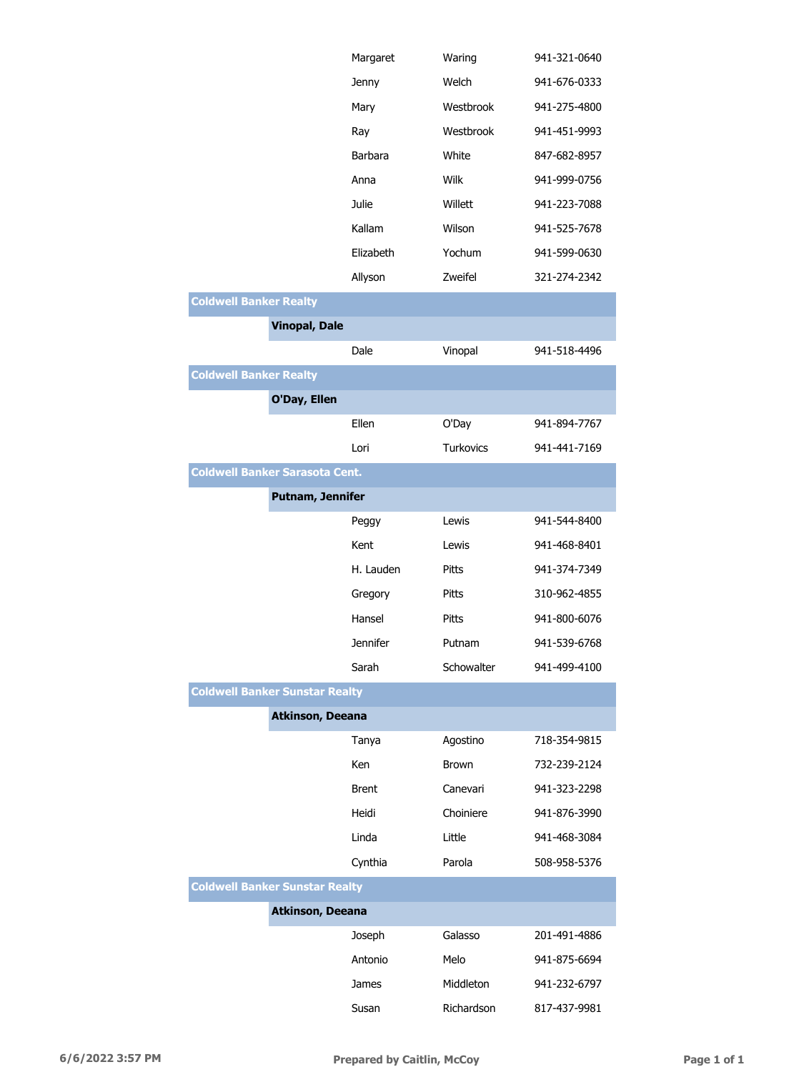| | | | |
|---|---|---|---|
| | Margaret | Waring | 941-321-0640 |
| | Jenny | Welch | 941-676-0333 |
| | Mary | Westbrook | 941-275-4800 |
| | Ray | Westbrook | 941-451-9993 |
| | Barbara | White | 847-682-8957 |
| | Anna | Wilk | 941-999-0756 |
| | Julie | Willett | 941-223-7088 |
| | Kallam | Wilson | 941-525-7678 |
| | Elizabeth | Yochum | 941-599-0630 |
| | Allyson | Zweifel | 321-274-2342 |
| **Coldwell Banker Realty** | | | |
| **Vinopal, Dale** | | | |
| | Dale | Vinopal | 941-518-4496 |
| **Coldwell Banker Realty** | | | |
| **O'Day, Ellen** | | | |
| | Ellen | O'Day | 941-894-7767 |
| | Lori | Turkovics | 941-441-7169 |
| **Coldwell Banker Sarasota Cent.** | | | |
| **Putnam, Jennifer** | | | |
| | Peggy | Lewis | 941-544-8400 |
| | Kent | Lewis | 941-468-8401 |
| | H. Lauden | Pitts | 941-374-7349 |
| | Gregory | Pitts | 310-962-4855 |
| | Hansel | Pitts | 941-800-6076 |
| | Jennifer | Putnam | 941-539-6768 |
| | Sarah | Schowalter | 941-499-4100 |
| **Coldwell Banker Sunstar Realty** | | | |
| **Atkinson, Deeana** | | | |
| | Tanya | Agostino | 718-354-9815 |
| | Ken | Brown | 732-239-2124 |
| | Brent | Canevari | 941-323-2298 |
| | Heidi | Choiniere | 941-876-3990 |
| | Linda | Little | 941-468-3084 |
| | Cynthia | Parola | 508-958-5376 |
| **Coldwell Banker Sunstar Realty** | | | |
| **Atkinson, Deeana** | | | |
| | Joseph | Galasso | 201-491-4886 |
| | Antonio | Melo | 941-875-6694 |
| | James | Middleton | 941-232-6797 |
| | Susan | Richardson | 817-437-9981 |

6/6/2022 3:57 PM — Prepared by Caitlin, McCoy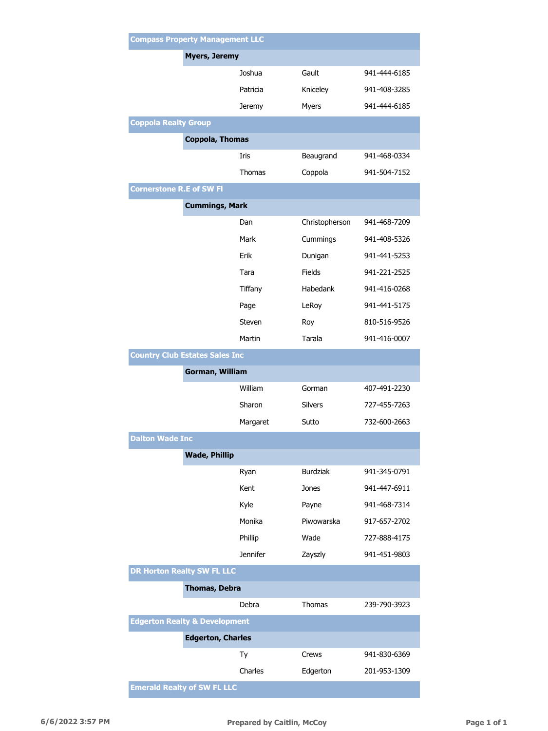| Office / Broker | First Name | Last Name | Phone |
|---|---|---|---|
| **Compass Property Management LLC** | | | |
| **Myers, Jeremy** | | | |
| | Joshua | Gault | 941-444-6185 |
| | Patricia | Kniceley | 941-408-3285 |
| | Jeremy | Myers | 941-444-6185 |
| **Coppola Realty Group** | | | |
| **Coppola, Thomas** | | | |
| | Iris | Beaugrand | 941-468-0334 |
| | Thomas | Coppola | 941-504-7152 |
| **Cornerstone R.E of SW Fl** | | | |
| **Cummings, Mark** | | | |
| | Dan | Christopherson | 941-468-7209 |
| | Mark | Cummings | 941-408-5326 |
| | Erik | Dunigan | 941-441-5253 |
| | Tara | Fields | 941-221-2525 |
| | Tiffany | Habedank | 941-416-0268 |
| | Page | LeRoy | 941-441-5175 |
| | Steven | Roy | 810-516-9526 |
| | Martin | Tarala | 941-416-0007 |
| **Country Club Estates Sales Inc** | | | |
| **Gorman, William** | | | |
| | William | Gorman | 407-491-2230 |
| | Sharon | Silvers | 727-455-7263 |
| | Margaret | Sutto | 732-600-2663 |
| **Dalton Wade Inc** | | | |
| **Wade, Phillip** | | | |
| | Ryan | Burdziak | 941-345-0791 |
| | Kent | Jones | 941-447-6911 |
| | Kyle | Payne | 941-468-7314 |
| | Monika | Piwowarska | 917-657-2702 |
| | Phillip | Wade | 727-888-4175 |
| | Jennifer | Zayszly | 941-451-9803 |
| **DR Horton Realty SW FL LLC** | | | |
| **Thomas, Debra** | | | |
| | Debra | Thomas | 239-790-3923 |
| **Edgerton Realty & Development** | | | |
| **Edgerton, Charles** | | | |
| | Ty | Crews | 941-830-6369 |
| | Charles | Edgerton | 201-953-1309 |
| **Emerald Realty of SW FL LLC** | | | |

6/6/2022 3:57 PM

Prepared by Caitlin, McCoy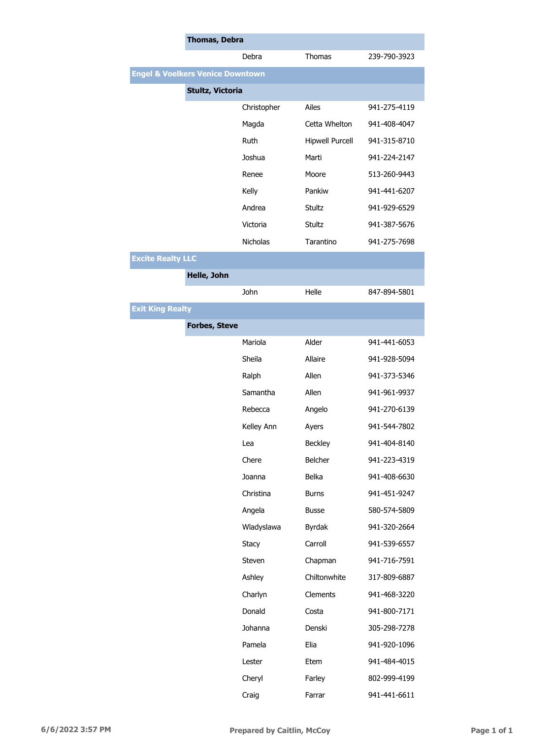| Office | Broker | First Name | Last Name | Phone |
|---|---|---|---|---|
| | **Thomas, Debra** | | | |
| | | Debra | Thomas | 239-790-3923 |
| **Engel & Voelkers Venice Downtown** | | | | |
| | **Stultz, Victoria** | | | |
| | | Christopher | Ailes | 941-275-4119 |
| | | Magda | Cetta Whelton | 941-408-4047 |
| | | Ruth | Hipwell Purcell | 941-315-8710 |
| | | Joshua | Marti | 941-224-2147 |
| | | Renee | Moore | 513-260-9443 |
| | | Kelly | Pankiw | 941-441-6207 |
| | | Andrea | Stultz | 941-929-6529 |
| | | Victoria | Stultz | 941-387-5676 |
| | | Nicholas | Tarantino | 941-275-7698 |
| **Excite Realty LLC** | | | | |
| | **Helle, John** | | | |
| | | John | Helle | 847-894-5801 |
| **Exit King Realty** | | | | |
| | **Forbes, Steve** | | | |
| | | Mariola | Alder | 941-441-6053 |
| | | Sheila | Allaire | 941-928-5094 |
| | | Ralph | Allen | 941-373-5346 |
| | | Samantha | Allen | 941-961-9937 |
| | | Rebecca | Angelo | 941-270-6139 |
| | | Kelley Ann | Ayers | 941-544-7802 |
| | | Lea | Beckley | 941-404-8140 |
| | | Chere | Belcher | 941-223-4319 |
| | | Joanna | Belka | 941-408-6630 |
| | | Christina | Burns | 941-451-9247 |
| | | Angela | Busse | 580-574-5809 |
| | | Wladyslawa | Byrdak | 941-320-2664 |
| | | Stacy | Carroll | 941-539-6557 |
| | | Steven | Chapman | 941-716-7591 |
| | | Ashley | Chiltonwhite | 317-809-6887 |
| | | Charlyn | Clements | 941-468-3220 |
| | | Donald | Costa | 941-800-7171 |
| | | Johanna | Denski | 305-298-7278 |
| | | Pamela | Elia | 941-920-1096 |
| | | Lester | Etem | 941-484-4015 |
| | | Cheryl | Farley | 802-999-4199 |
| | | Craig | Farrar | 941-441-6611 |

6/6/2022 3:57 PM — Prepared by Caitlin, McCoy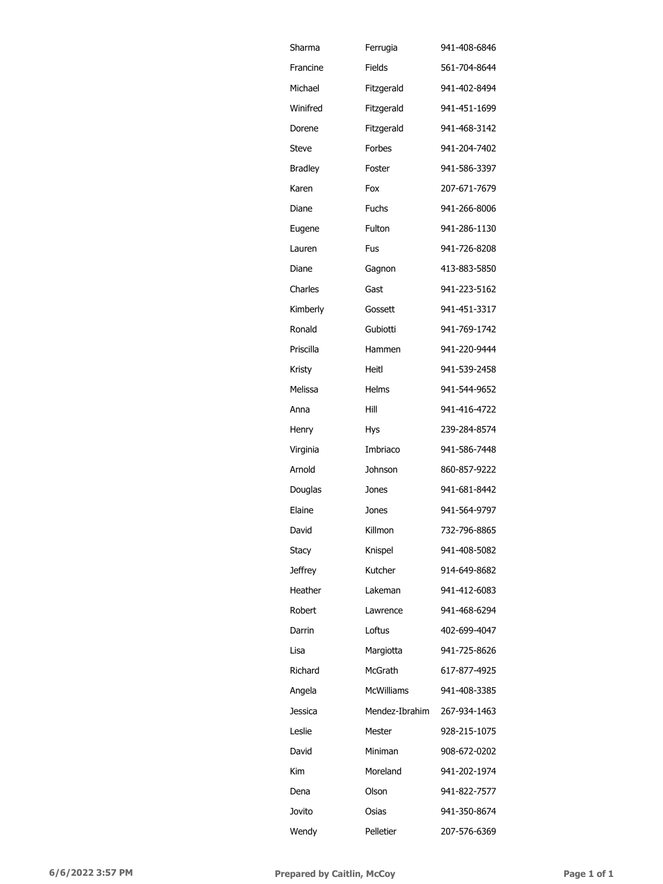| | | |
|---|---|---|
| Sharma | Ferrugia | 941-408-6846 |
| Francine | Fields | 561-704-8644 |
| Michael | Fitzgerald | 941-402-8494 |
| Winifred | Fitzgerald | 941-451-1699 |
| Dorene | Fitzgerald | 941-468-3142 |
| Steve | Forbes | 941-204-7402 |
| Bradley | Foster | 941-586-3397 |
| Karen | Fox | 207-671-7679 |
| Diane | Fuchs | 941-266-8006 |
| Eugene | Fulton | 941-286-1130 |
| Lauren | Fus | 941-726-8208 |
| Diane | Gagnon | 413-883-5850 |
| Charles | Gast | 941-223-5162 |
| Kimberly | Gossett | 941-451-3317 |
| Ronald | Gubiotti | 941-769-1742 |
| Priscilla | Hammen | 941-220-9444 |
| Kristy | Heitl | 941-539-2458 |
| Melissa | Helms | 941-544-9652 |
| Anna | Hill | 941-416-4722 |
| Henry | Hys | 239-284-8574 |
| Virginia | Imbriaco | 941-586-7448 |
| Arnold | Johnson | 860-857-9222 |
| Douglas | Jones | 941-681-8442 |
| Elaine | Jones | 941-564-9797 |
| David | Killmon | 732-796-8865 |
| Stacy | Knispel | 941-408-5082 |
| Jeffrey | Kutcher | 914-649-8682 |
| Heather | Lakeman | 941-412-6083 |
| Robert | Lawrence | 941-468-6294 |
| Darrin | Loftus | 402-699-4047 |
| Lisa | Margiotta | 941-725-8626 |
| Richard | McGrath | 617-877-4925 |
| Angela | McWilliams | 941-408-3385 |
| Jessica | Mendez-Ibrahim | 267-934-1463 |
| Leslie | Mester | 928-215-1075 |
| David | Miniman | 908-672-0202 |
| Kim | Moreland | 941-202-1974 |
| Dena | Olson | 941-822-7577 |
| Jovito | Osias | 941-350-8674 |
| Wendy | Pelletier | 207-576-6369 |

6/6/2022 3:57 PM — Prepared by Caitlin, McCoy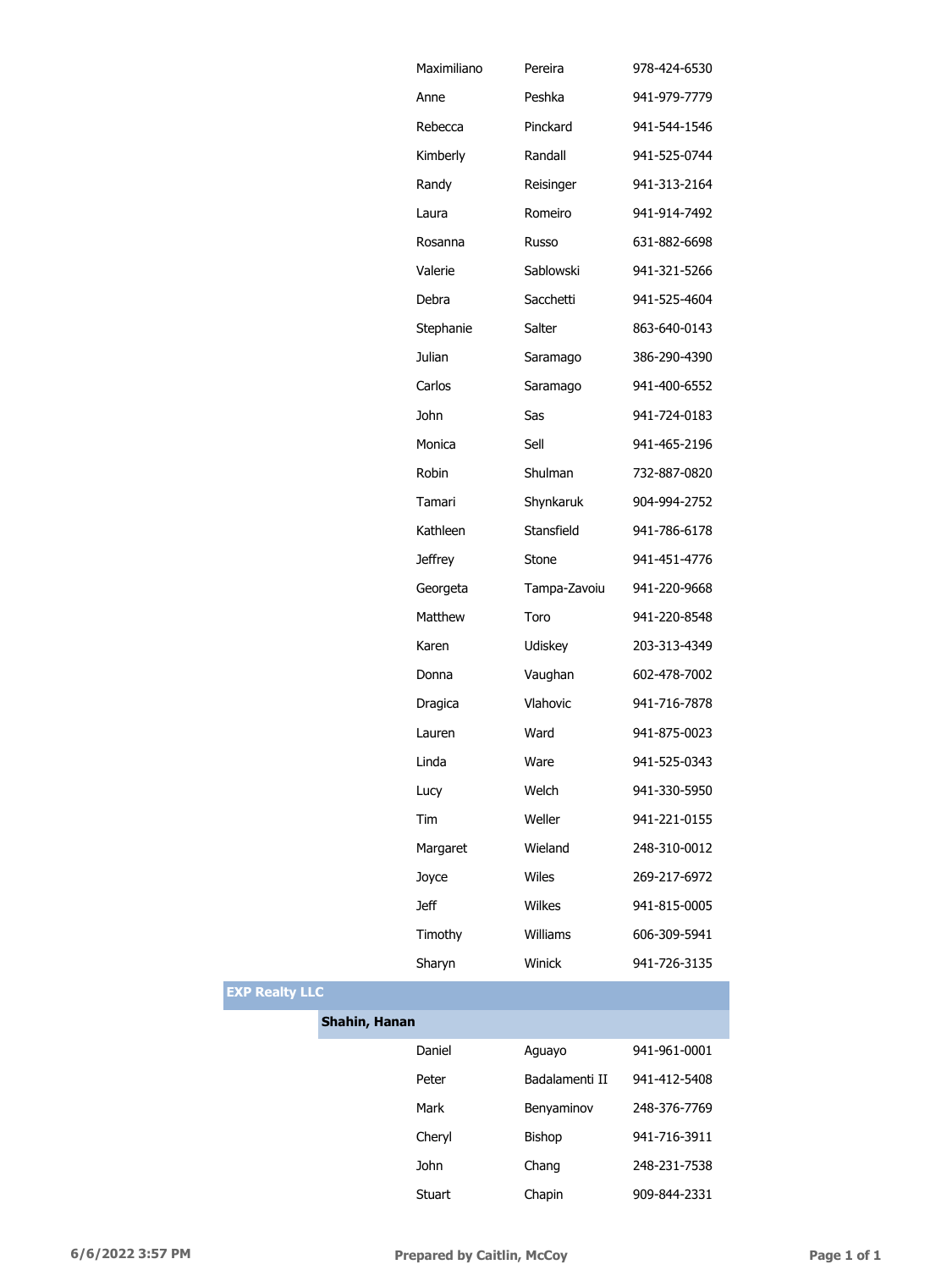| | | First Name | Last Name | Phone |
|---|---|---|---|---|
| | | Maximiliano | Pereira | 978-424-6530 |
| | | Anne | Peshka | 941-979-7779 |
| | | Rebecca | Pinckard | 941-544-1546 |
| | | Kimberly | Randall | 941-525-0744 |
| | | Randy | Reisinger | 941-313-2164 |
| | | Laura | Romeiro | 941-914-7492 |
| | | Rosanna | Russo | 631-882-6698 |
| | | Valerie | Sablowski | 941-321-5266 |
| | | Debra | Sacchetti | 941-525-4604 |
| | | Stephanie | Salter | 863-640-0143 |
| | | Julian | Saramago | 386-290-4390 |
| | | Carlos | Saramago | 941-400-6552 |
| | | John | Sas | 941-724-0183 |
| | | Monica | Sell | 941-465-2196 |
| | | Robin | Shulman | 732-887-0820 |
| | | Tamari | Shynkaruk | 904-994-2752 |
| | | Kathleen | Stansfield | 941-786-6178 |
| | | Jeffrey | Stone | 941-451-4776 |
| | | Georgeta | Tampa-Zavoiu | 941-220-9668 |
| | | Matthew | Toro | 941-220-8548 |
| | | Karen | Udiskey | 203-313-4349 |
| | | Donna | Vaughan | 602-478-7002 |
| | | Dragica | Vlahovic | 941-716-7878 |
| | | Lauren | Ward | 941-875-0023 |
| | | Linda | Ware | 941-525-0343 |
| | | Lucy | Welch | 941-330-5950 |
| | | Tim | Weller | 941-221-0155 |
| | | Margaret | Wieland | 248-310-0012 |
| | | Joyce | Wiles | 269-217-6972 |
| | | Jeff | Wilkes | 941-815-0005 |
| | | Timothy | Williams | 606-309-5941 |
| | | Sharyn | Winick | 941-726-3135 |
| **EXP Realty LLC** | | | | |
| | **Shahin, Hanan** | | | |
| | | Daniel | Aguayo | 941-961-0001 |
| | | Peter | Badalamenti II | 941-412-5408 |
| | | Mark | Benyaminov | 248-376-7769 |
| | | Cheryl | Bishop | 941-716-3911 |
| | | John | Chang | 248-231-7538 |
| | | Stuart | Chapin | 909-844-2331 |

6/6/2022 3:57 PM — Prepared by Caitlin, McCoy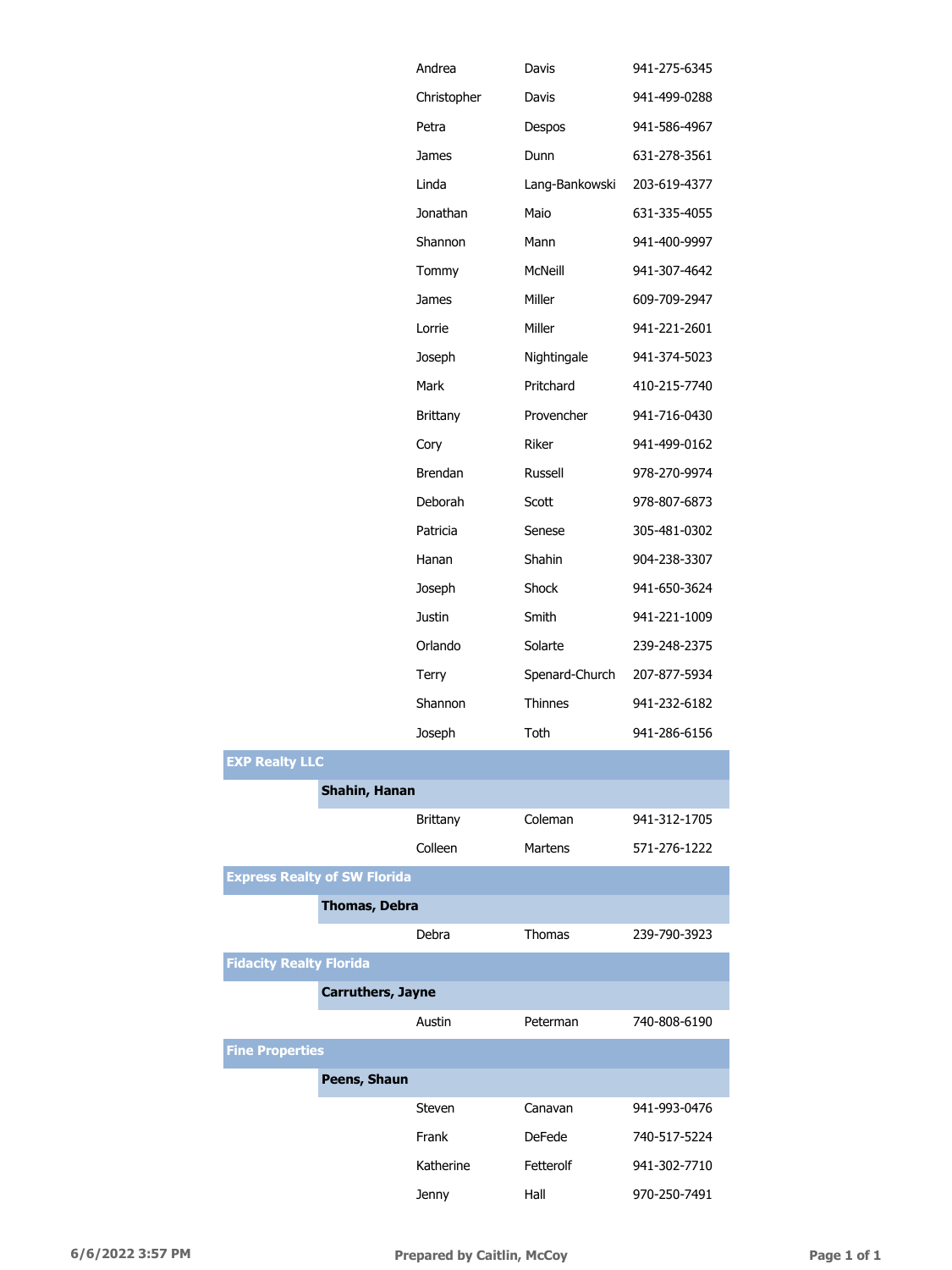| | | First Name | Last Name | Phone |
|---|---|---|---|---|
| | | Andrea | Davis | 941-275-6345 |
| | | Christopher | Davis | 941-499-0288 |
| | | Petra | Despos | 941-586-4967 |
| | | James | Dunn | 631-278-3561 |
| | | Linda | Lang-Bankowski | 203-619-4377 |
| | | Jonathan | Maio | 631-335-4055 |
| | | Shannon | Mann | 941-400-9997 |
| | | Tommy | McNeill | 941-307-4642 |
| | | James | Miller | 609-709-2947 |
| | | Lorrie | Miller | 941-221-2601 |
| | | Joseph | Nightingale | 941-374-5023 |
| | | Mark | Pritchard | 410-215-7740 |
| | | Brittany | Provencher | 941-716-0430 |
| | | Cory | Riker | 941-499-0162 |
| | | Brendan | Russell | 978-270-9974 |
| | | Deborah | Scott | 978-807-6873 |
| | | Patricia | Senese | 305-481-0302 |
| | | Hanan | Shahin | 904-238-3307 |
| | | Joseph | Shock | 941-650-3624 |
| | | Justin | Smith | 941-221-1009 |
| | | Orlando | Solarte | 239-248-2375 |
| | | Terry | Spenard-Church | 207-877-5934 |
| | | Shannon | Thinnes | 941-232-6182 |
| | | Joseph | Toth | 941-286-6156 |
| **EXP Realty LLC** | | | | |
| | **Shahin, Hanan** | | | |
| | | Brittany | Coleman | 941-312-1705 |
| | | Colleen | Martens | 571-276-1222 |
| **Express Realty of SW Florida** | | | | |
| | **Thomas, Debra** | | | |
| | | Debra | Thomas | 239-790-3923 |
| **Fidacity Realty Florida** | | | | |
| | **Carruthers, Jayne** | | | |
| | | Austin | Peterman | 740-808-6190 |
| **Fine Properties** | | | | |
| | **Peens, Shaun** | | | |
| | | Steven | Canavan | 941-993-0476 |
| | | Frank | DeFede | 740-517-5224 |
| | | Katherine | Fetterolf | 941-302-7710 |
| | | Jenny | Hall | 970-250-7491 |

6/6/2022 3:57 PM — Prepared by Caitlin, McCoy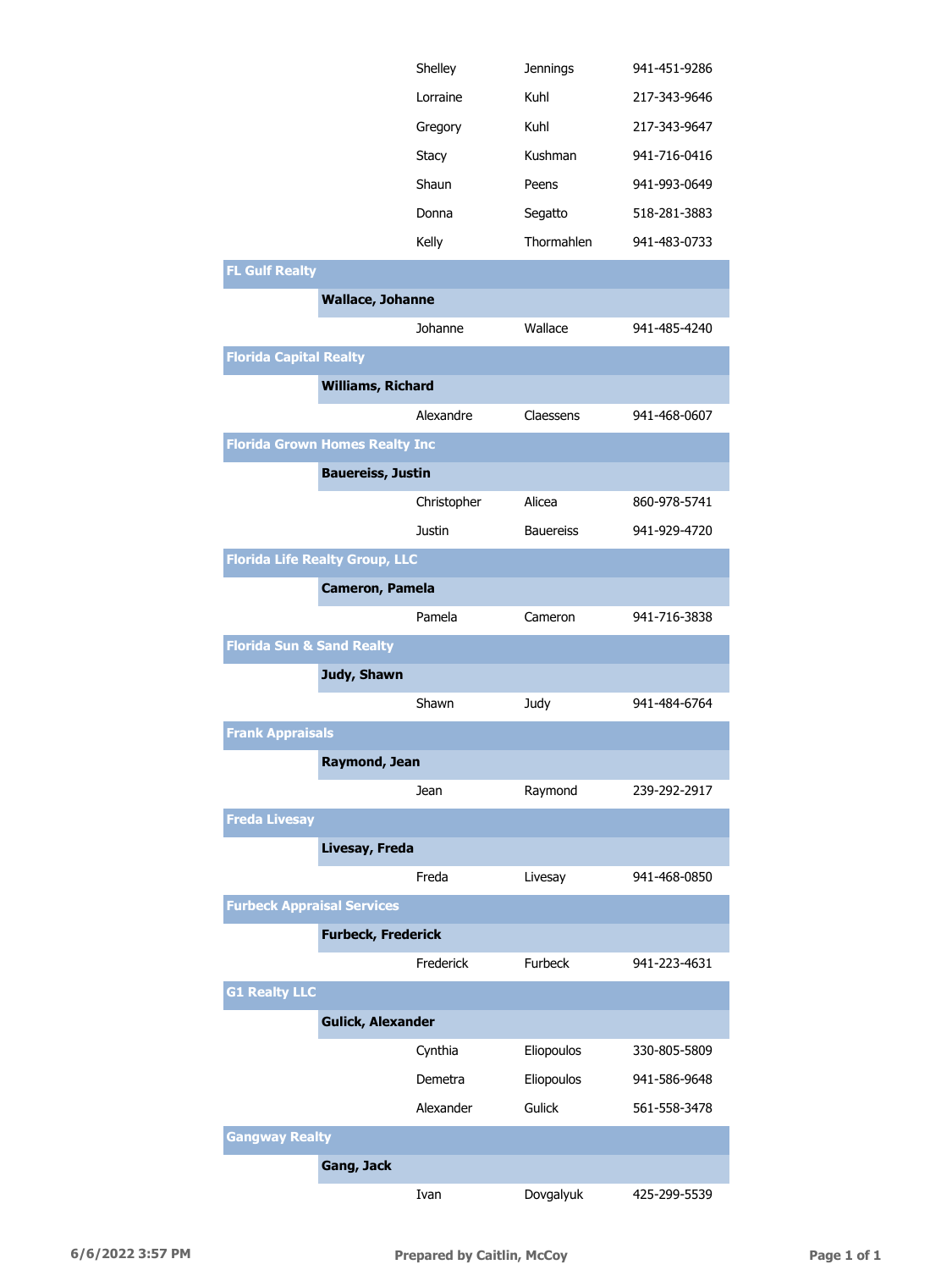| | | First Name | Last Name | Phone |
|---|---|---|---|---|
| | | Shelley | Jennings | 941-451-9286 |
| | | Lorraine | Kuhl | 217-343-9646 |
| | | Gregory | Kuhl | 217-343-9647 |
| | | Stacy | Kushman | 941-716-0416 |
| | | Shaun | Peens | 941-993-0649 |
| | | Donna | Segatto | 518-281-3883 |
| | | Kelly | Thormahlen | 941-483-0733 |
| **FL Gulf Realty** | | | | |
| | **Wallace, Johanne** | | | |
| | | Johanne | Wallace | 941-485-4240 |
| **Florida Capital Realty** | | | | |
| | **Williams, Richard** | | | |
| | | Alexandre | Claessens | 941-468-0607 |
| **Florida Grown Homes Realty Inc** | | | | |
| | **Bauereiss, Justin** | | | |
| | | Christopher | Alicea | 860-978-5741 |
| | | Justin | Bauereiss | 941-929-4720 |
| **Florida Life Realty Group, LLC** | | | | |
| | **Cameron, Pamela** | | | |
| | | Pamela | Cameron | 941-716-3838 |
| **Florida Sun & Sand Realty** | | | | |
| | **Judy, Shawn** | | | |
| | | Shawn | Judy | 941-484-6764 |
| **Frank Appraisals** | | | | |
| | **Raymond, Jean** | | | |
| | | Jean | Raymond | 239-292-2917 |
| **Freda Livesay** | | | | |
| | **Livesay, Freda** | | | |
| | | Freda | Livesay | 941-468-0850 |
| **Furbeck Appraisal Services** | | | | |
| | **Furbeck, Frederick** | | | |
| | | Frederick | Furbeck | 941-223-4631 |
| **G1 Realty LLC** | | | | |
| | **Gulick, Alexander** | | | |
| | | Cynthia | Eliopoulos | 330-805-5809 |
| | | Demetra | Eliopoulos | 941-586-9648 |
| | | Alexander | Gulick | 561-558-3478 |
| **Gangway Realty** | | | | |
| | **Gang, Jack** | | | |
| | | Ivan | Dovgalyuk | 425-299-5539 |

6/6/2022 3:57 PM — Prepared by Caitlin, McCoy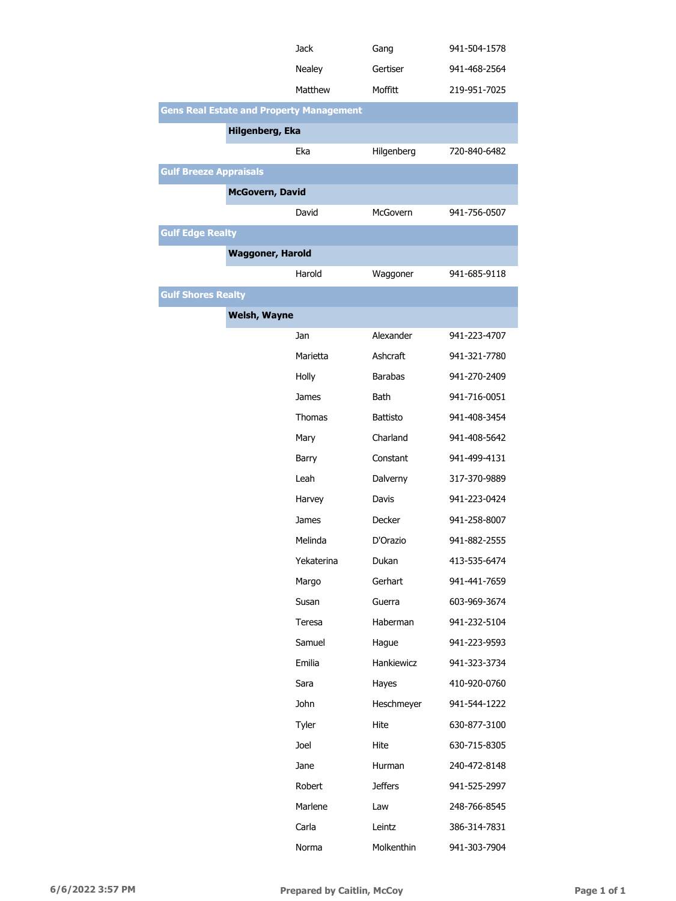| | | | |
|---|---|---|---|
| | Jack | Gang | 941-504-1578 |
| | Nealey | Gertiser | 941-468-2564 |
| | Matthew | Moffitt | 219-951-7025 |
| **Gens Real Estate and Property Management** | | | |
| **Hilgenberg, Eka** | | | |
| | Eka | Hilgenberg | 720-840-6482 |
| **Gulf Breeze Appraisals** | | | |
| **McGovern, David** | | | |
| | David | McGovern | 941-756-0507 |
| **Gulf Edge Realty** | | | |
| **Waggoner, Harold** | | | |
| | Harold | Waggoner | 941-685-9118 |
| **Gulf Shores Realty** | | | |
| **Welsh, Wayne** | | | |
| | Jan | Alexander | 941-223-4707 |
| | Marietta | Ashcraft | 941-321-7780 |
| | Holly | Barabas | 941-270-2409 |
| | James | Bath | 941-716-0051 |
| | Thomas | Battisto | 941-408-3454 |
| | Mary | Charland | 941-408-5642 |
| | Barry | Constant | 941-499-4131 |
| | Leah | Dalverny | 317-370-9889 |
| | Harvey | Davis | 941-223-0424 |
| | James | Decker | 941-258-8007 |
| | Melinda | D'Orazio | 941-882-2555 |
| | Yekaterina | Dukan | 413-535-6474 |
| | Margo | Gerhart | 941-441-7659 |
| | Susan | Guerra | 603-969-3674 |
| | Teresa | Haberman | 941-232-5104 |
| | Samuel | Hague | 941-223-9593 |
| | Emilia | Hankiewicz | 941-323-3734 |
| | Sara | Hayes | 410-920-0760 |
| | John | Heschmeyer | 941-544-1222 |
| | Tyler | Hite | 630-877-3100 |
| | Joel | Hite | 630-715-8305 |
| | Jane | Hurman | 240-472-8148 |
| | Robert | Jeffers | 941-525-2997 |
| | Marlene | Law | 248-766-8545 |
| | Carla | Leintz | 386-314-7831 |
| | Norma | Molkenthin | 941-303-7904 |

6/6/2022 3:57 PM Prepared by Caitlin, McCoy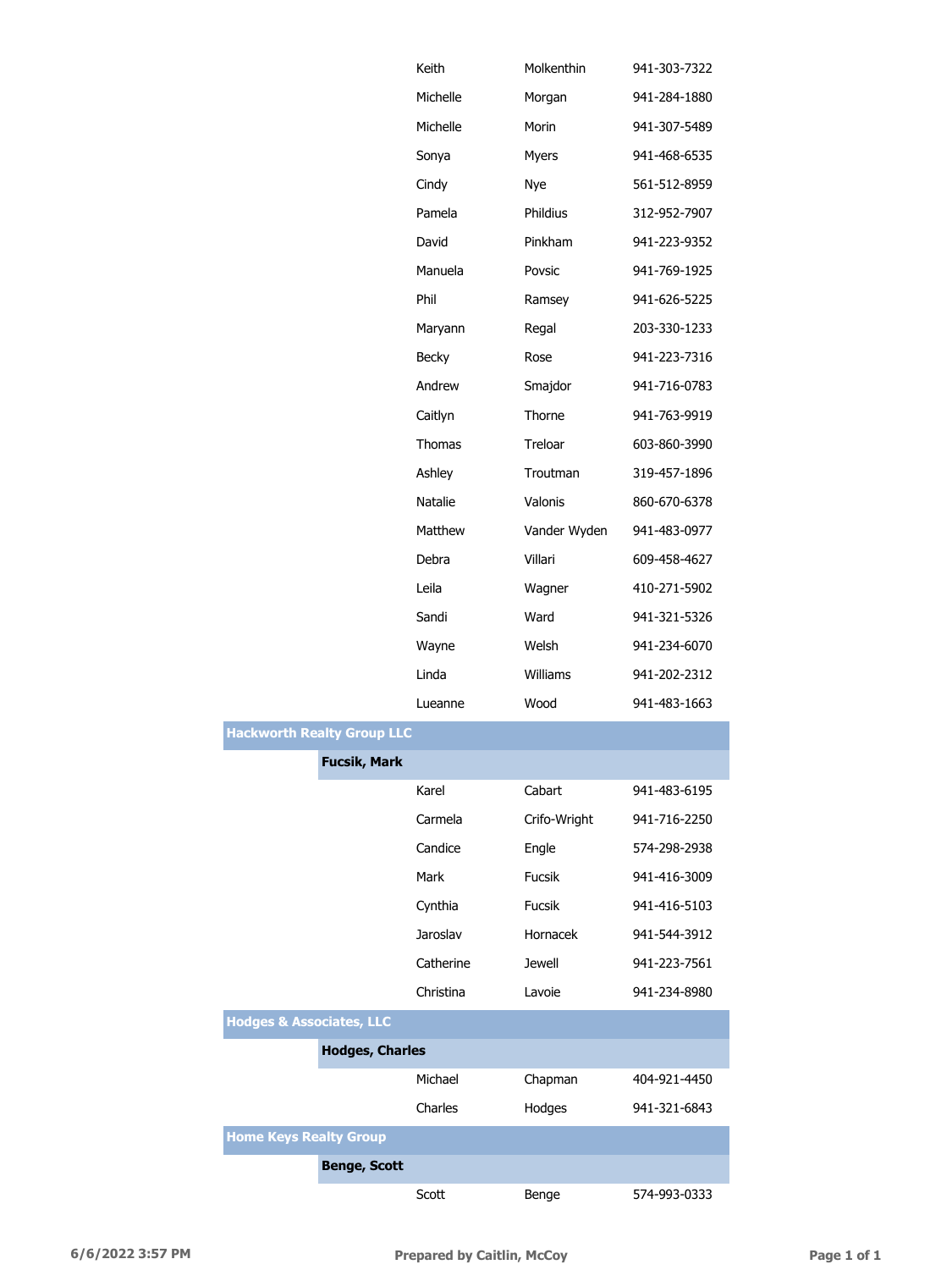| | | First Name | Last Name | Phone |
|---|---|---|---|---|
| | | Keith | Molkenthin | 941-303-7322 |
| | | Michelle | Morgan | 941-284-1880 |
| | | Michelle | Morin | 941-307-5489 |
| | | Sonya | Myers | 941-468-6535 |
| | | Cindy | Nye | 561-512-8959 |
| | | Pamela | Phildius | 312-952-7907 |
| | | David | Pinkham | 941-223-9352 |
| | | Manuela | Povsic | 941-769-1925 |
| | | Phil | Ramsey | 941-626-5225 |
| | | Maryann | Regal | 203-330-1233 |
| | | Becky | Rose | 941-223-7316 |
| | | Andrew | Smajdor | 941-716-0783 |
| | | Caitlyn | Thorne | 941-763-9919 |
| | | Thomas | Treloar | 603-860-3990 |
| | | Ashley | Troutman | 319-457-1896 |
| | | Natalie | Valonis | 860-670-6378 |
| | | Matthew | Vander Wyden | 941-483-0977 |
| | | Debra | Villari | 609-458-4627 |
| | | Leila | Wagner | 410-271-5902 |
| | | Sandi | Ward | 941-321-5326 |
| | | Wayne | Welsh | 941-234-6070 |
| | | Linda | Williams | 941-202-2312 |
| | | Lueanne | Wood | 941-483-1663 |
| **Hackworth Realty Group LLC** | | | | |
| | **Fucsik, Mark** | | | |
| | | Karel | Cabart | 941-483-6195 |
| | | Carmela | Crifo-Wright | 941-716-2250 |
| | | Candice | Engle | 574-298-2938 |
| | | Mark | Fucsik | 941-416-3009 |
| | | Cynthia | Fucsik | 941-416-5103 |
| | | Jaroslav | Hornacek | 941-544-3912 |
| | | Catherine | Jewell | 941-223-7561 |
| | | Christina | Lavoie | 941-234-8980 |
| **Hodges & Associates, LLC** | | | | |
| | **Hodges, Charles** | | | |
| | | Michael | Chapman | 404-921-4450 |
| | | Charles | Hodges | 941-321-6843 |
| **Home Keys Realty Group** | | | | |
| | **Benge, Scott** | | | |
| | | Scott | Benge | 574-993-0333 |

6/6/2022 3:57 PM — Prepared by Caitlin, McCoy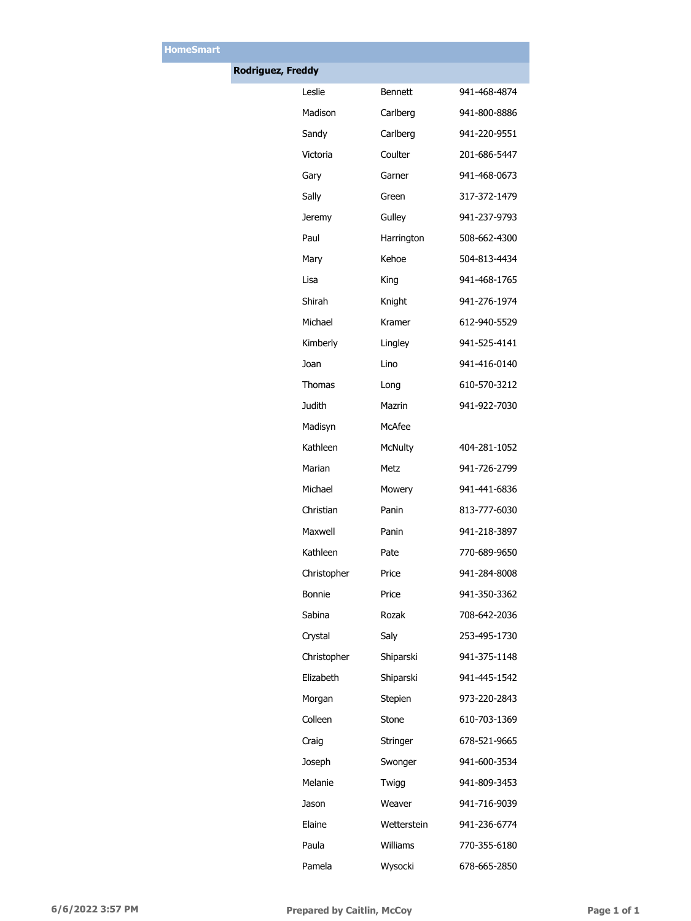## HomeSmart

### Rodriguez, Freddy

| First Name | Last Name | Phone |
|---|---|---|
| Leslie | Bennett | 941-468-4874 |
| Madison | Carlberg | 941-800-8886 |
| Sandy | Carlberg | 941-220-9551 |
| Victoria | Coulter | 201-686-5447 |
| Gary | Garner | 941-468-0673 |
| Sally | Green | 317-372-1479 |
| Jeremy | Gulley | 941-237-9793 |
| Paul | Harrington | 508-662-4300 |
| Mary | Kehoe | 504-813-4434 |
| Lisa | King | 941-468-1765 |
| Shirah | Knight | 941-276-1974 |
| Michael | Kramer | 612-940-5529 |
| Kimberly | Lingley | 941-525-4141 |
| Joan | Lino | 941-416-0140 |
| Thomas | Long | 610-570-3212 |
| Judith | Mazrin | 941-922-7030 |
| Madisyn | McAfee | |
| Kathleen | McNulty | 404-281-1052 |
| Marian | Metz | 941-726-2799 |
| Michael | Mowery | 941-441-6836 |
| Christian | Panin | 813-777-6030 |
| Maxwell | Panin | 941-218-3897 |
| Kathleen | Pate | 770-689-9650 |
| Christopher | Price | 941-284-8008 |
| Bonnie | Price | 941-350-3362 |
| Sabina | Rozak | 708-642-2036 |
| Crystal | Saly | 253-495-1730 |
| Christopher | Shiparski | 941-375-1148 |
| Elizabeth | Shiparski | 941-445-1542 |
| Morgan | Stepien | 973-220-2843 |
| Colleen | Stone | 610-703-1369 |
| Craig | Stringer | 678-521-9665 |
| Joseph | Swonger | 941-600-3534 |
| Melanie | Twigg | 941-809-3453 |
| Jason | Weaver | 941-716-9039 |
| Elaine | Wetterstein | 941-236-6774 |
| Paula | Williams | 770-355-6180 |
| Pamela | Wysocki | 678-665-2850 |

6/6/2022 3:57 PM — Prepared by Caitlin, McCoy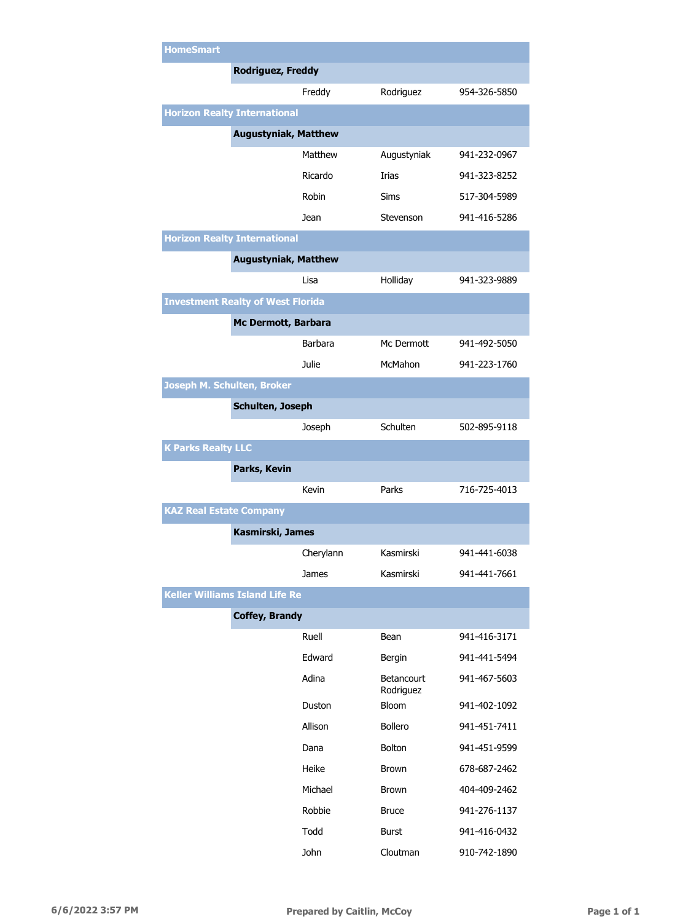| Company | Broker | First Name | Last Name | Phone |
|---|---|---|---|---|
| **HomeSmart** | | | | |
| | **Rodriguez, Freddy** | | | |
| | | Freddy | Rodriguez | 954-326-5850 |
| **Horizon Realty International** | | | | |
| | **Augustyniak, Matthew** | | | |
| | | Matthew | Augustyniak | 941-232-0967 |
| | | Ricardo | Irias | 941-323-8252 |
| | | Robin | Sims | 517-304-5989 |
| | | Jean | Stevenson | 941-416-5286 |
| **Horizon Realty International** | | | | |
| | **Augustyniak, Matthew** | | | |
| | | Lisa | Holliday | 941-323-9889 |
| **Investment Realty of West Florida** | | | | |
| | **Mc Dermott, Barbara** | | | |
| | | Barbara | Mc Dermott | 941-492-5050 |
| | | Julie | McMahon | 941-223-1760 |
| **Joseph M. Schulten, Broker** | | | | |
| | **Schulten, Joseph** | | | |
| | | Joseph | Schulten | 502-895-9118 |
| **K Parks Realty LLC** | | | | |
| | **Parks, Kevin** | | | |
| | | Kevin | Parks | 716-725-4013 |
| **KAZ Real Estate Company** | | | | |
| | **Kasmirski, James** | | | |
| | | Cherylann | Kasmirski | 941-441-6038 |
| | | James | Kasmirski | 941-441-7661 |
| **Keller Williams Island Life Re** | | | | |
| | **Coffey, Brandy** | | | |
| | | Ruell | Bean | 941-416-3171 |
| | | Edward | Bergin | 941-441-5494 |
| | | Adina | Betancourt Rodriguez | 941-467-5603 |
| | | Duston | Bloom | 941-402-1092 |
| | | Allison | Bollero | 941-451-7411 |
| | | Dana | Bolton | 941-451-9599 |
| | | Heike | Brown | 678-687-2462 |
| | | Michael | Brown | 404-409-2462 |
| | | Robbie | Bruce | 941-276-1137 |
| | | Todd | Burst | 941-416-0432 |
| | | John | Cloutman | 910-742-1890 |

6/6/2022 3:57 PM    Prepared by Caitlin, McCoy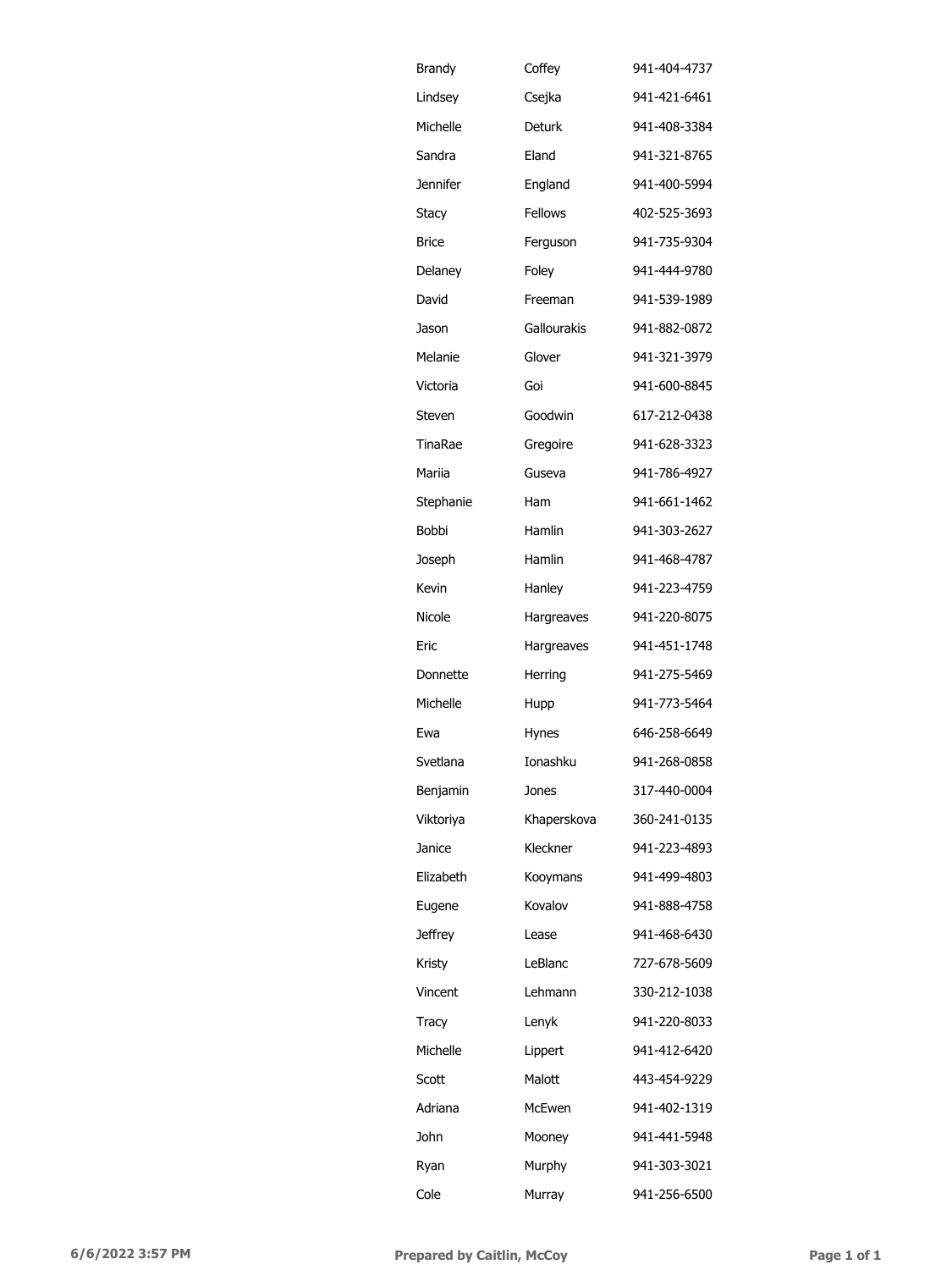| | | |
|---|---|---|
| Brandy | Coffey | 941-404-4737 |
| Lindsey | Csejka | 941-421-6461 |
| Michelle | Deturk | 941-408-3384 |
| Sandra | Eland | 941-321-8765 |
| Jennifer | England | 941-400-5994 |
| Stacy | Fellows | 402-525-3693 |
| Brice | Ferguson | 941-735-9304 |
| Delaney | Foley | 941-444-9780 |
| David | Freeman | 941-539-1989 |
| Jason | Gallourakis | 941-882-0872 |
| Melanie | Glover | 941-321-3979 |
| Victoria | Goi | 941-600-8845 |
| Steven | Goodwin | 617-212-0438 |
| TinaRae | Gregoire | 941-628-3323 |
| Mariia | Guseva | 941-786-4927 |
| Stephanie | Ham | 941-661-1462 |
| Bobbi | Hamlin | 941-303-2627 |
| Joseph | Hamlin | 941-468-4787 |
| Kevin | Hanley | 941-223-4759 |
| Nicole | Hargreaves | 941-220-8075 |
| Eric | Hargreaves | 941-451-1748 |
| Donnette | Herring | 941-275-5469 |
| Michelle | Hupp | 941-773-5464 |
| Ewa | Hynes | 646-258-6649 |
| Svetlana | Ionashku | 941-268-0858 |
| Benjamin | Jones | 317-440-0004 |
| Viktoriya | Khaperskova | 360-241-0135 |
| Janice | Kleckner | 941-223-4893 |
| Elizabeth | Kooymans | 941-499-4803 |
| Eugene | Kovalov | 941-888-4758 |
| Jeffrey | Lease | 941-468-6430 |
| Kristy | LeBlanc | 727-678-5609 |
| Vincent | Lehmann | 330-212-1038 |
| Tracy | Lenyk | 941-220-8033 |
| Michelle | Lippert | 941-412-6420 |
| Scott | Malott | 443-454-9229 |
| Adriana | McEwen | 941-402-1319 |
| John | Mooney | 941-441-5948 |
| Ryan | Murphy | 941-303-3021 |
| Cole | Murray | 941-256-6500 |

6/6/2022 3:57 PM Prepared by Caitlin, McCoy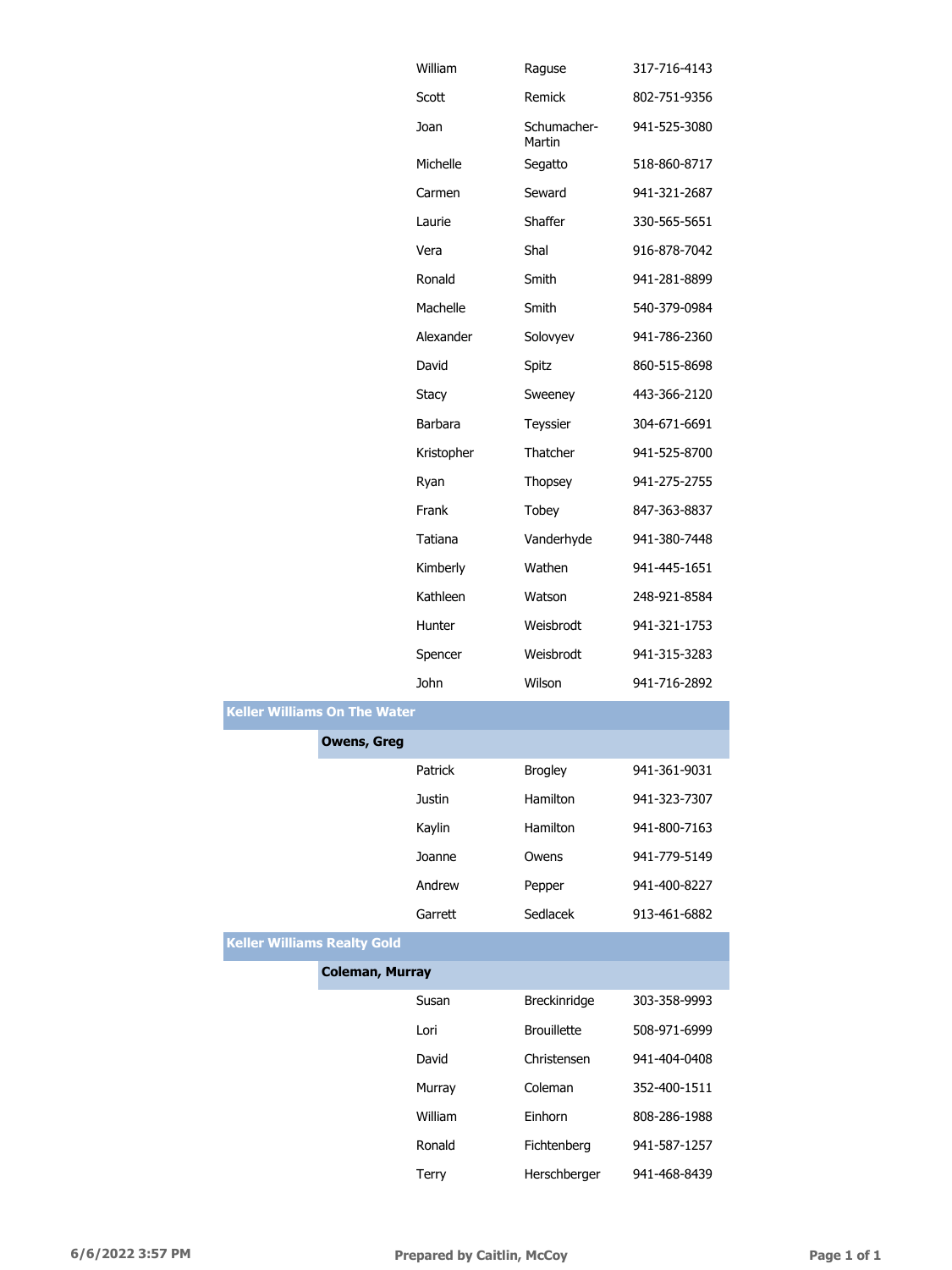| | | First Name | Last Name | Phone |
|---|---|---|---|---|
| | | William | Raguse | 317-716-4143 |
| | | Scott | Remick | 802-751-9356 |
| | | Joan | Schumacher-Martin | 941-525-3080 |
| | | Michelle | Segatto | 518-860-8717 |
| | | Carmen | Seward | 941-321-2687 |
| | | Laurie | Shaffer | 330-565-5651 |
| | | Vera | Shal | 916-878-7042 |
| | | Ronald | Smith | 941-281-8899 |
| | | Machelle | Smith | 540-379-0984 |
| | | Alexander | Solovyev | 941-786-2360 |
| | | David | Spitz | 860-515-8698 |
| | | Stacy | Sweeney | 443-366-2120 |
| | | Barbara | Teyssier | 304-671-6691 |
| | | Kristopher | Thatcher | 941-525-8700 |
| | | Ryan | Thopsey | 941-275-2755 |
| | | Frank | Tobey | 847-363-8837 |
| | | Tatiana | Vanderhyde | 941-380-7448 |
| | | Kimberly | Wathen | 941-445-1651 |
| | | Kathleen | Watson | 248-921-8584 |
| | | Hunter | Weisbrodt | 941-321-1753 |
| | | Spencer | Weisbrodt | 941-315-3283 |
| | | John | Wilson | 941-716-2892 |
| **Keller Williams On The Water** | | | | |
| | **Owens, Greg** | | | |
| | | Patrick | Brogley | 941-361-9031 |
| | | Justin | Hamilton | 941-323-7307 |
| | | Kaylin | Hamilton | 941-800-7163 |
| | | Joanne | Owens | 941-779-5149 |
| | | Andrew | Pepper | 941-400-8227 |
| | | Garrett | Sedlacek | 913-461-6882 |
| **Keller Williams Realty Gold** | | | | |
| | **Coleman, Murray** | | | |
| | | Susan | Breckinridge | 303-358-9993 |
| | | Lori | Brouillette | 508-971-6999 |
| | | David | Christensen | 941-404-0408 |
| | | Murray | Coleman | 352-400-1511 |
| | | William | Einhorn | 808-286-1988 |
| | | Ronald | Fichtenberg | 941-587-1257 |
| | | Terry | Herschberger | 941-468-8439 |

6/6/2022 3:57 PM — Prepared by Caitlin, McCoy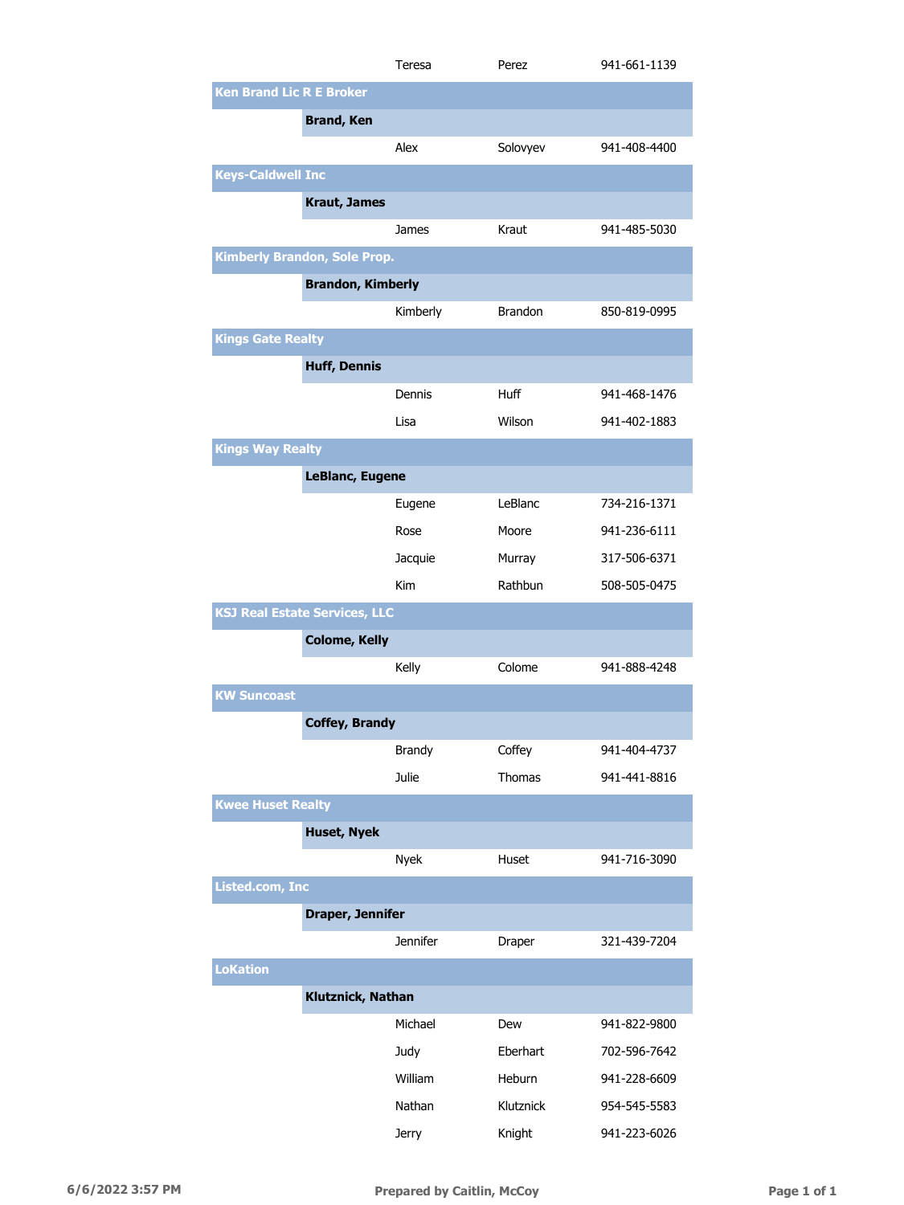| | | | |
|---|---|---|---|
| | Teresa | Perez | 941-661-1139 |
| **Ken Brand Lic R E Broker** | | | |
| **Brand, Ken** | | | |
| | Alex | Solovyev | 941-408-4400 |
| **Keys-Caldwell Inc** | | | |
| **Kraut, James** | | | |
| | James | Kraut | 941-485-5030 |
| **Kimberly Brandon, Sole Prop.** | | | |
| **Brandon, Kimberly** | | | |
| | Kimberly | Brandon | 850-819-0995 |
| **Kings Gate Realty** | | | |
| **Huff, Dennis** | | | |
| | Dennis | Huff | 941-468-1476 |
| | Lisa | Wilson | 941-402-1883 |
| **Kings Way Realty** | | | |
| **LeBlanc, Eugene** | | | |
| | Eugene | LeBlanc | 734-216-1371 |
| | Rose | Moore | 941-236-6111 |
| | Jacquie | Murray | 317-506-6371 |
| | Kim | Rathbun | 508-505-0475 |
| **KSJ Real Estate Services, LLC** | | | |
| **Colome, Kelly** | | | |
| | Kelly | Colome | 941-888-4248 |
| **KW Suncoast** | | | |
| **Coffey, Brandy** | | | |
| | Brandy | Coffey | 941-404-4737 |
| | Julie | Thomas | 941-441-8816 |
| **Kwee Huset Realty** | | | |
| **Huset, Nyek** | | | |
| | Nyek | Huset | 941-716-3090 |
| **Listed.com, Inc** | | | |
| **Draper, Jennifer** | | | |
| | Jennifer | Draper | 321-439-7204 |
| **LoKation** | | | |
| **Klutznick, Nathan** | | | |
| | Michael | Dew | 941-822-9800 |
| | Judy | Eberhart | 702-596-7642 |
| | William | Heburn | 941-228-6609 |
| | Nathan | Klutznick | 954-545-5583 |
| | Jerry | Knight | 941-223-6026 |

6/6/2022 3:57 PM — Prepared by Caitlin, McCoy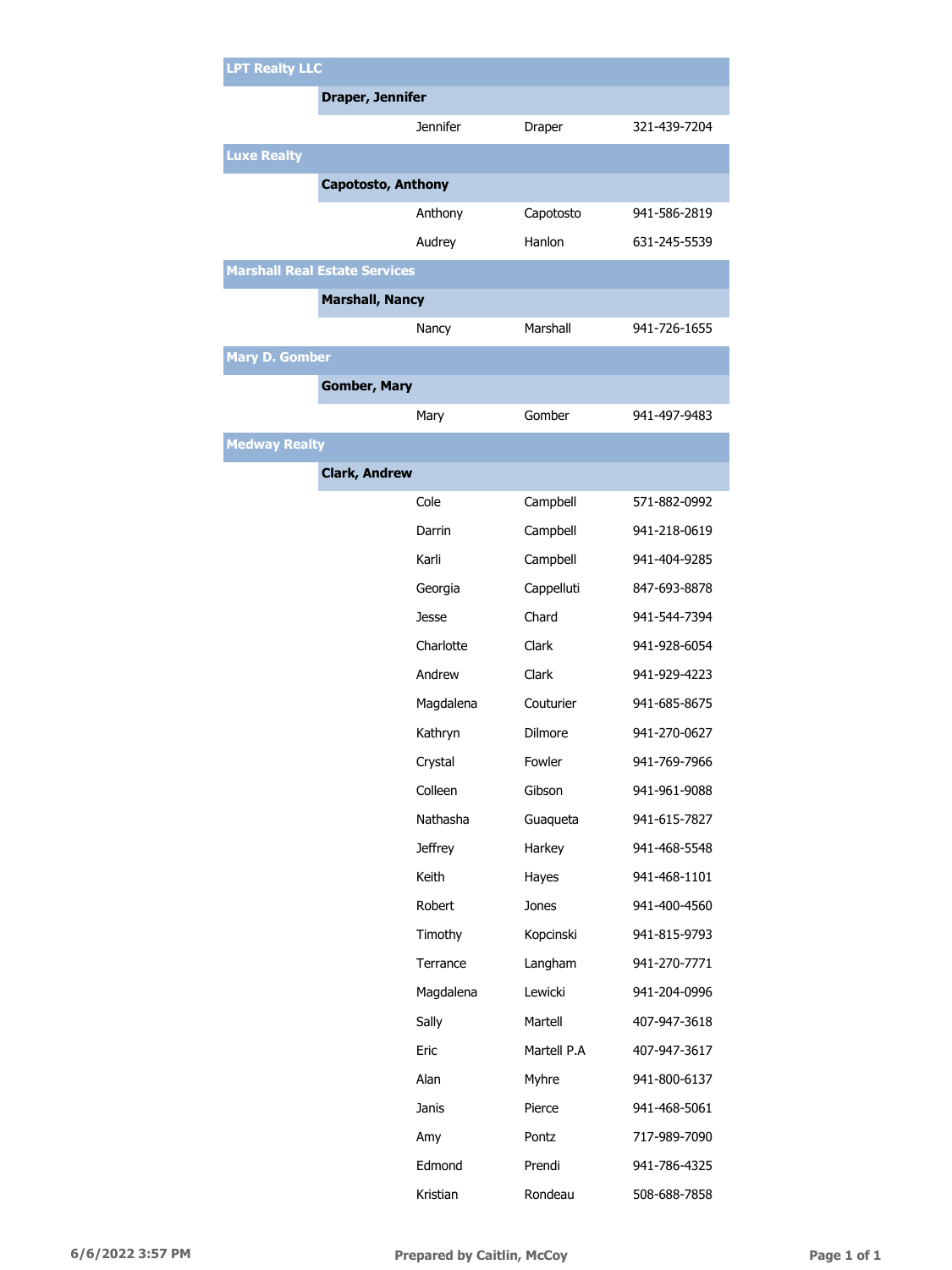## LPT Realty LLC

### Draper, Jennifer

| First Name | Last Name | Phone |
|---|---|---|
| Jennifer | Draper | 321-439-7204 |

## Luxe Realty

### Capotosto, Anthony

| First Name | Last Name | Phone |
|---|---|---|
| Anthony | Capotosto | 941-586-2819 |
| Audrey | Hanlon | 631-245-5539 |

## Marshall Real Estate Services

### Marshall, Nancy

| First Name | Last Name | Phone |
|---|---|---|
| Nancy | Marshall | 941-726-1655 |

## Mary D. Gomber

### Gomber, Mary

| First Name | Last Name | Phone |
|---|---|---|
| Mary | Gomber | 941-497-9483 |

## Medway Realty

### Clark, Andrew

| First Name | Last Name | Phone |
|---|---|---|
| Cole | Campbell | 571-882-0992 |
| Darrin | Campbell | 941-218-0619 |
| Karli | Campbell | 941-404-9285 |
| Georgia | Cappelluti | 847-693-8878 |
| Jesse | Chard | 941-544-7394 |
| Charlotte | Clark | 941-928-6054 |
| Andrew | Clark | 941-929-4223 |
| Magdalena | Couturier | 941-685-8675 |
| Kathryn | Dilmore | 941-270-0627 |
| Crystal | Fowler | 941-769-7966 |
| Colleen | Gibson | 941-961-9088 |
| Nathasha | Guaqueta | 941-615-7827 |
| Jeffrey | Harkey | 941-468-5548 |
| Keith | Hayes | 941-468-1101 |
| Robert | Jones | 941-400-4560 |
| Timothy | Kopcinski | 941-815-9793 |
| Terrance | Langham | 941-270-7771 |
| Magdalena | Lewicki | 941-204-0996 |
| Sally | Martell | 407-947-3618 |
| Eric | Martell P.A | 407-947-3617 |
| Alan | Myhre | 941-800-6137 |
| Janis | Pierce | 941-468-5061 |
| Amy | Pontz | 717-989-7090 |
| Edmond | Prendi | 941-786-4325 |
| Kristian | Rondeau | 508-688-7858 |

6/6/2022 3:57 PM — Prepared by Caitlin, McCoy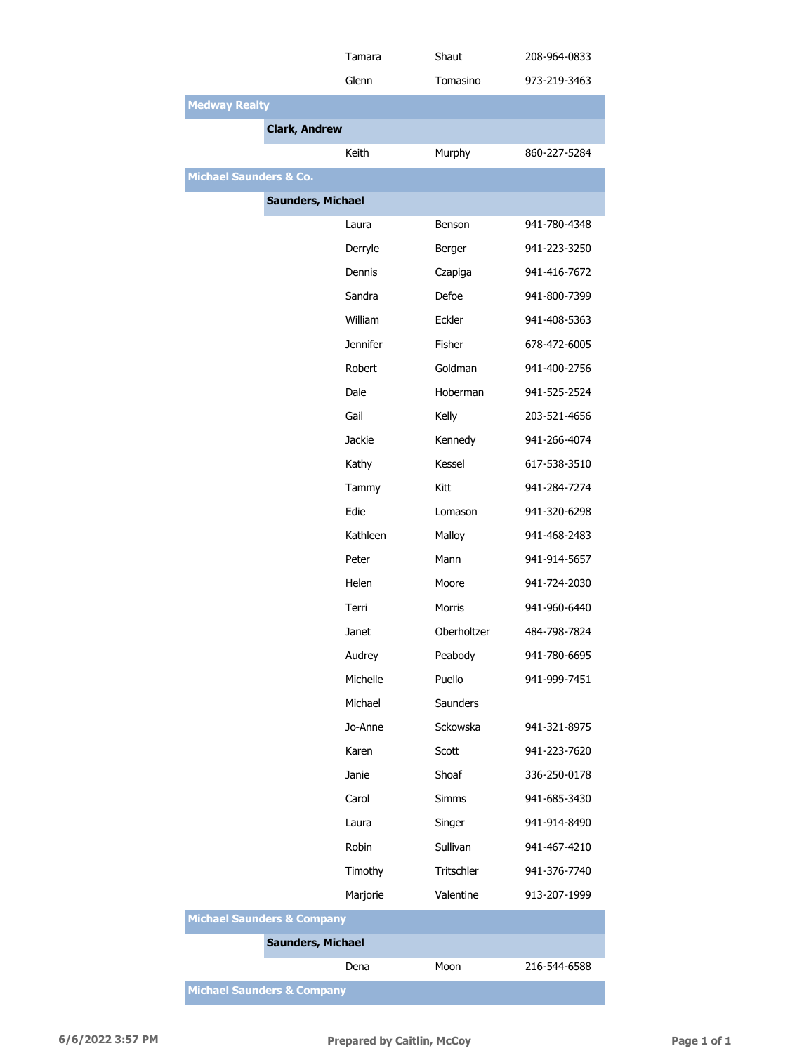| | | | |
|---|---|---|---|
| | Tamara | Shaut | 208-964-0833 |
| | Glenn | Tomasino | 973-219-3463 |
| **Medway Realty** | | | |
| **Clark, Andrew** | | | |
| | Keith | Murphy | 860-227-5284 |
| **Michael Saunders & Co.** | | | |
| **Saunders, Michael** | | | |
| | Laura | Benson | 941-780-4348 |
| | Derryle | Berger | 941-223-3250 |
| | Dennis | Czapiga | 941-416-7672 |
| | Sandra | Defoe | 941-800-7399 |
| | William | Eckler | 941-408-5363 |
| | Jennifer | Fisher | 678-472-6005 |
| | Robert | Goldman | 941-400-2756 |
| | Dale | Hoberman | 941-525-2524 |
| | Gail | Kelly | 203-521-4656 |
| | Jackie | Kennedy | 941-266-4074 |
| | Kathy | Kessel | 617-538-3510 |
| | Tammy | Kitt | 941-284-7274 |
| | Edie | Lomason | 941-320-6298 |
| | Kathleen | Malloy | 941-468-2483 |
| | Peter | Mann | 941-914-5657 |
| | Helen | Moore | 941-724-2030 |
| | Terri | Morris | 941-960-6440 |
| | Janet | Oberholtzer | 484-798-7824 |
| | Audrey | Peabody | 941-780-6695 |
| | Michelle | Puello | 941-999-7451 |
| | Michael | Saunders | |
| | Jo-Anne | Sckowska | 941-321-8975 |
| | Karen | Scott | 941-223-7620 |
| | Janie | Shoaf | 336-250-0178 |
| | Carol | Simms | 941-685-3430 |
| | Laura | Singer | 941-914-8490 |
| | Robin | Sullivan | 941-467-4210 |
| | Timothy | Tritschler | 941-376-7740 |
| | Marjorie | Valentine | 913-207-1999 |
| **Michael Saunders & Company** | | | |
| **Saunders, Michael** | | | |
| | Dena | Moon | 216-544-6588 |
| **Michael Saunders & Company** | | | |

6/6/2022 3:57 PM — Prepared by Caitlin, McCoy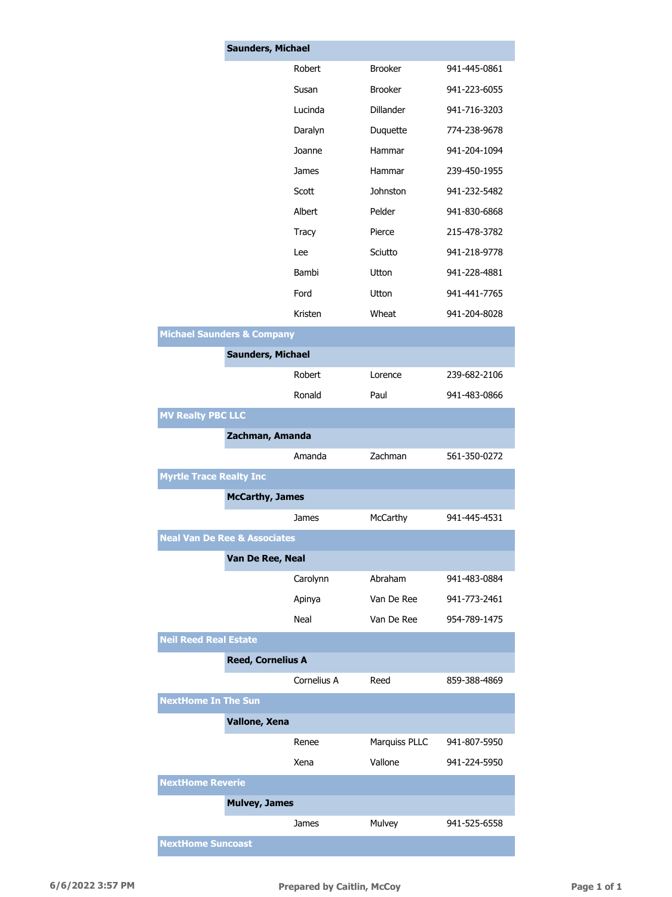**Saunders, Michael**

| First Name | Last Name | Phone |
|---|---|---|
| Robert | Brooker | 941-445-0861 |
| Susan | Brooker | 941-223-6055 |
| Lucinda | Dillander | 941-716-3203 |
| Daralyn | Duquette | 774-238-9678 |
| Joanne | Hammar | 941-204-1094 |
| James | Hammar | 239-450-1955 |
| Scott | Johnston | 941-232-5482 |
| Albert | Pelder | 941-830-6868 |
| Tracy | Pierce | 215-478-3782 |
| Lee | Sciutto | 941-218-9778 |
| Bambi | Utton | 941-228-4881 |
| Ford | Utton | 941-441-7765 |
| Kristen | Wheat | 941-204-8028 |

## Michael Saunders & Company

**Saunders, Michael**

| First Name | Last Name | Phone |
|---|---|---|
| Robert | Lorence | 239-682-2106 |
| Ronald | Paul | 941-483-0866 |

## MV Realty PBC LLC

**Zachman, Amanda**

| First Name | Last Name | Phone |
|---|---|---|
| Amanda | Zachman | 561-350-0272 |

## Myrtle Trace Realty Inc

**McCarthy, James**

| First Name | Last Name | Phone |
|---|---|---|
| James | McCarthy | 941-445-4531 |

## Neal Van De Ree & Associates

**Van De Ree, Neal**

| First Name | Last Name | Phone |
|---|---|---|
| Carolynn | Abraham | 941-483-0884 |
| Apinya | Van De Ree | 941-773-2461 |
| Neal | Van De Ree | 954-789-1475 |

## Neil Reed Real Estate

**Reed, Cornelius A**

| First Name | Last Name | Phone |
|---|---|---|
| Cornelius A | Reed | 859-388-4869 |

## NextHome In The Sun

**Vallone, Xena**

| First Name | Last Name | Phone |
|---|---|---|
| Renee | Marquiss PLLC | 941-807-5950 |
| Xena | Vallone | 941-224-5950 |

## NextHome Reverie

**Mulvey, James**

| First Name | Last Name | Phone |
|---|---|---|
| James | Mulvey | 941-525-6558 |

## NextHome Suncoast

6/6/2022 3:57 PM — Prepared by Caitlin, McCoy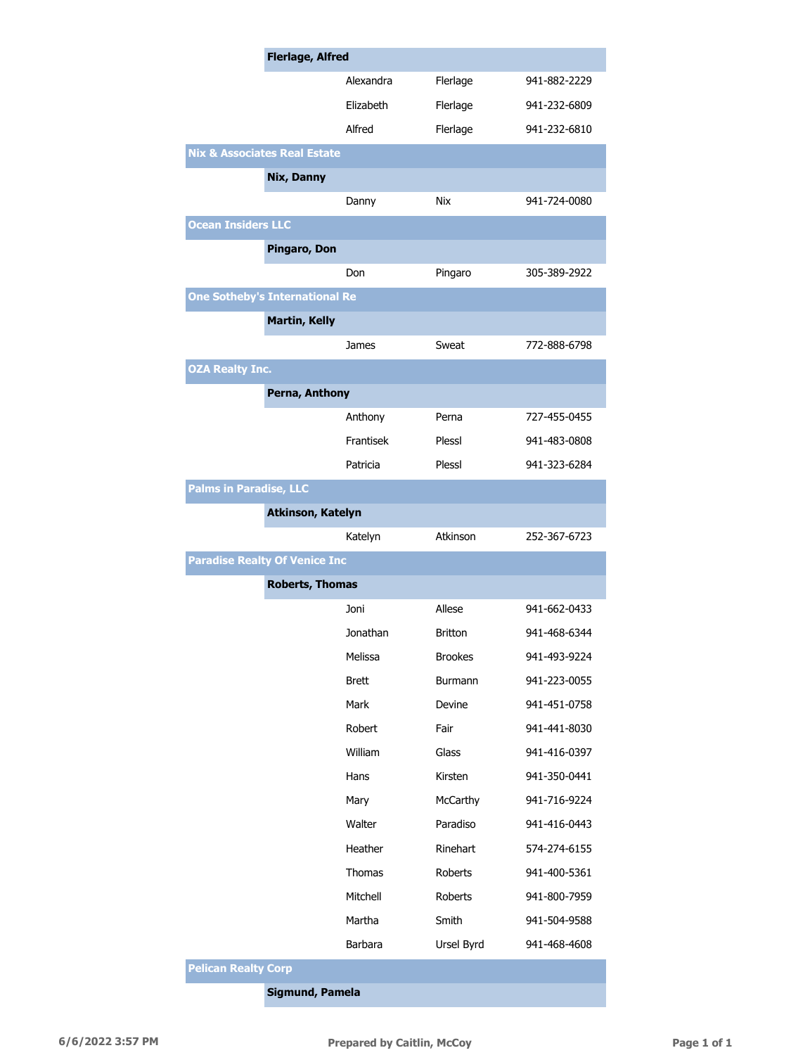| Office | Agent | First Name | Last Name | Phone |
|---|---|---|---|---|
| | **Flerlage, Alfred** | | | |
| | | Alexandra | Flerlage | 941-882-2229 |
| | | Elizabeth | Flerlage | 941-232-6809 |
| | | Alfred | Flerlage | 941-232-6810 |
| **Nix & Associates Real Estate** | | | | |
| | **Nix, Danny** | | | |
| | | Danny | Nix | 941-724-0080 |
| **Ocean Insiders LLC** | | | | |
| | **Pingaro, Don** | | | |
| | | Don | Pingaro | 305-389-2922 |
| **One Sotheby's International Re** | | | | |
| | **Martin, Kelly** | | | |
| | | James | Sweat | 772-888-6798 |
| **OZA Realty Inc.** | | | | |
| | **Perna, Anthony** | | | |
| | | Anthony | Perna | 727-455-0455 |
| | | Frantisek | Plessl | 941-483-0808 |
| | | Patricia | Plessl | 941-323-6284 |
| **Palms in Paradise, LLC** | | | | |
| | **Atkinson, Katelyn** | | | |
| | | Katelyn | Atkinson | 252-367-6723 |
| **Paradise Realty Of Venice Inc** | | | | |
| | **Roberts, Thomas** | | | |
| | | Joni | Allese | 941-662-0433 |
| | | Jonathan | Britton | 941-468-6344 |
| | | Melissa | Brookes | 941-493-9224 |
| | | Brett | Burmann | 941-223-0055 |
| | | Mark | Devine | 941-451-0758 |
| | | Robert | Fair | 941-441-8030 |
| | | William | Glass | 941-416-0397 |
| | | Hans | Kirsten | 941-350-0441 |
| | | Mary | McCarthy | 941-716-9224 |
| | | Walter | Paradiso | 941-416-0443 |
| | | Heather | Rinehart | 574-274-6155 |
| | | Thomas | Roberts | 941-400-5361 |
| | | Mitchell | Roberts | 941-800-7959 |
| | | Martha | Smith | 941-504-9588 |
| | | Barbara | Ursel Byrd | 941-468-4608 |
| **Pelican Realty Corp** | | | | |
| | **Sigmund, Pamela** | | | |

6/6/2022 3:57 PM — Prepared by Caitlin, McCoy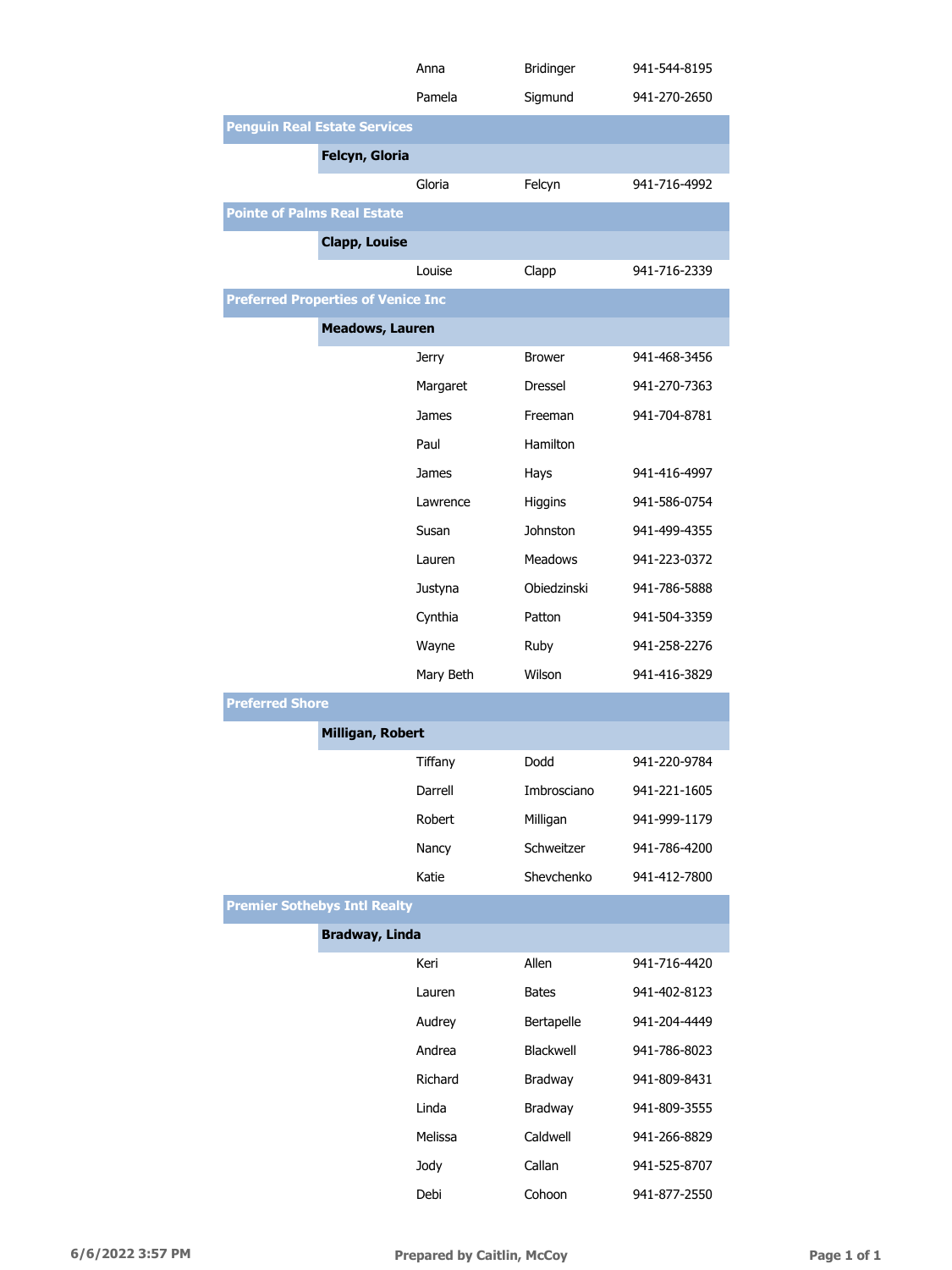| Office | Agent | First Name | Last Name | Phone |
|---|---|---|---|---|
| | | Anna | Bridinger | 941-544-8195 |
| | | Pamela | Sigmund | 941-270-2650 |
| **Penguin Real Estate Services** | | | | |
| | **Felcyn, Gloria** | | | |
| | | Gloria | Felcyn | 941-716-4992 |
| **Pointe of Palms Real Estate** | | | | |
| | **Clapp, Louise** | | | |
| | | Louise | Clapp | 941-716-2339 |
| **Preferred Properties of Venice Inc** | | | | |
| | **Meadows, Lauren** | | | |
| | | Jerry | Brower | 941-468-3456 |
| | | Margaret | Dressel | 941-270-7363 |
| | | James | Freeman | 941-704-8781 |
| | | Paul | Hamilton | |
| | | James | Hays | 941-416-4997 |
| | | Lawrence | Higgins | 941-586-0754 |
| | | Susan | Johnston | 941-499-4355 |
| | | Lauren | Meadows | 941-223-0372 |
| | | Justyna | Obiedzinski | 941-786-5888 |
| | | Cynthia | Patton | 941-504-3359 |
| | | Wayne | Ruby | 941-258-2276 |
| | | Mary Beth | Wilson | 941-416-3829 |
| **Preferred Shore** | | | | |
| | **Milligan, Robert** | | | |
| | | Tiffany | Dodd | 941-220-9784 |
| | | Darrell | Imbrosciano | 941-221-1605 |
| | | Robert | Milligan | 941-999-1179 |
| | | Nancy | Schweitzer | 941-786-4200 |
| | | Katie | Shevchenko | 941-412-7800 |
| **Premier Sothebys Intl Realty** | | | | |
| | **Bradway, Linda** | | | |
| | | Keri | Allen | 941-716-4420 |
| | | Lauren | Bates | 941-402-8123 |
| | | Audrey | Bertapelle | 941-204-4449 |
| | | Andrea | Blackwell | 941-786-8023 |
| | | Richard | Bradway | 941-809-8431 |
| | | Linda | Bradway | 941-809-3555 |
| | | Melissa | Caldwell | 941-266-8829 |
| | | Jody | Callan | 941-525-8707 |
| | | Debi | Cohoon | 941-877-2550 |

6/6/2022 3:57 PM Prepared by Caitlin, McCoy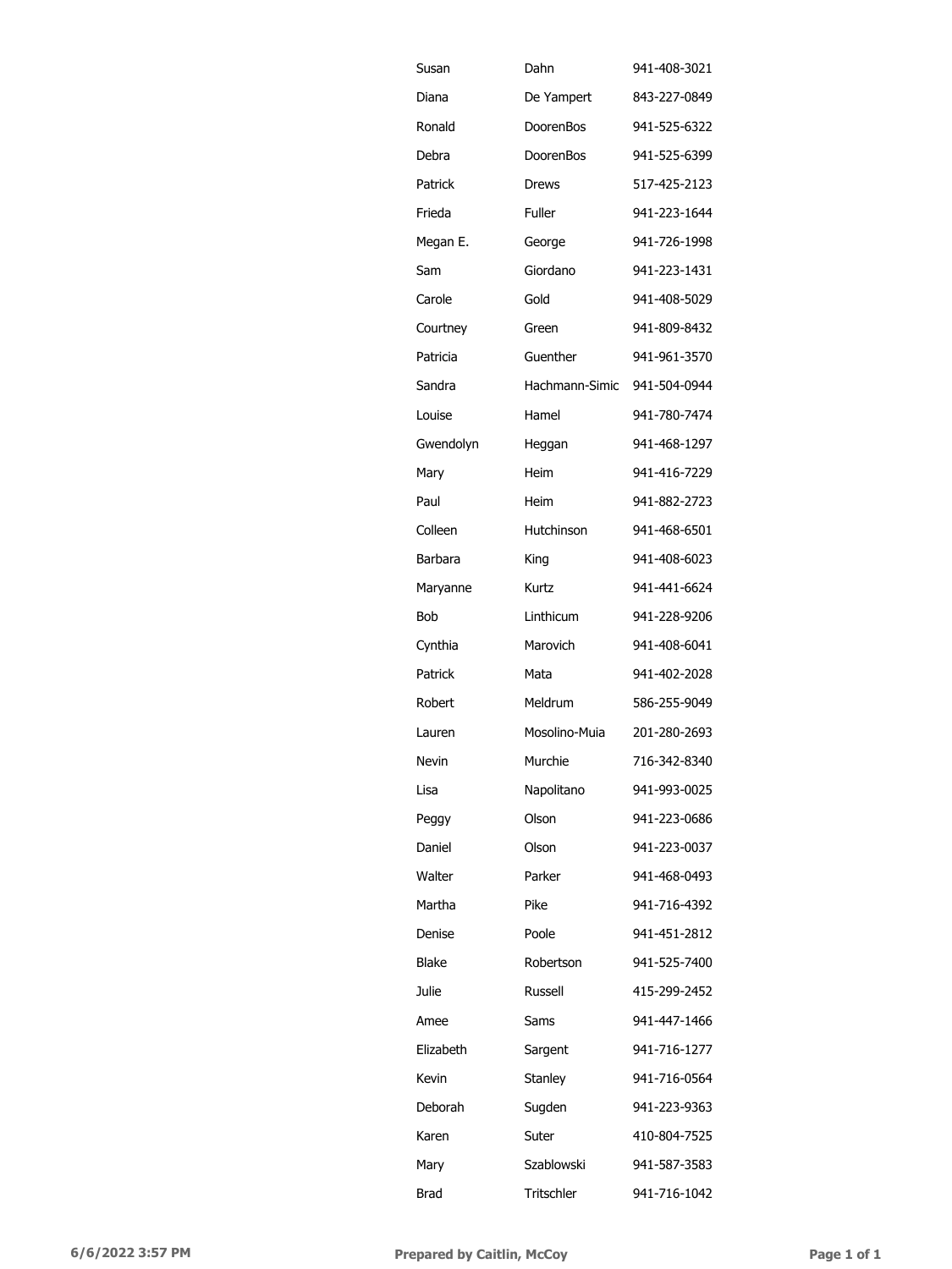| | | |
|---|---|---|
| Susan | Dahn | 941-408-3021 |
| Diana | De Yampert | 843-227-0849 |
| Ronald | DoorenBos | 941-525-6322 |
| Debra | DoorenBos | 941-525-6399 |
| Patrick | Drews | 517-425-2123 |
| Frieda | Fuller | 941-223-1644 |
| Megan E. | George | 941-726-1998 |
| Sam | Giordano | 941-223-1431 |
| Carole | Gold | 941-408-5029 |
| Courtney | Green | 941-809-8432 |
| Patricia | Guenther | 941-961-3570 |
| Sandra | Hachmann-Simic | 941-504-0944 |
| Louise | Hamel | 941-780-7474 |
| Gwendolyn | Heggan | 941-468-1297 |
| Mary | Heim | 941-416-7229 |
| Paul | Heim | 941-882-2723 |
| Colleen | Hutchinson | 941-468-6501 |
| Barbara | King | 941-408-6023 |
| Maryanne | Kurtz | 941-441-6624 |
| Bob | Linthicum | 941-228-9206 |
| Cynthia | Marovich | 941-408-6041 |
| Patrick | Mata | 941-402-2028 |
| Robert | Meldrum | 586-255-9049 |
| Lauren | Mosolino-Muia | 201-280-2693 |
| Nevin | Murchie | 716-342-8340 |
| Lisa | Napolitano | 941-993-0025 |
| Peggy | Olson | 941-223-0686 |
| Daniel | Olson | 941-223-0037 |
| Walter | Parker | 941-468-0493 |
| Martha | Pike | 941-716-4392 |
| Denise | Poole | 941-451-2812 |
| Blake | Robertson | 941-525-7400 |
| Julie | Russell | 415-299-2452 |
| Amee | Sams | 941-447-1466 |
| Elizabeth | Sargent | 941-716-1277 |
| Kevin | Stanley | 941-716-0564 |
| Deborah | Sugden | 941-223-9363 |
| Karen | Suter | 410-804-7525 |
| Mary | Szablowski | 941-587-3583 |
| Brad | Tritschler | 941-716-1042 |

**6/6/2022 3:57 PM** **Prepared by Caitlin, McCoy**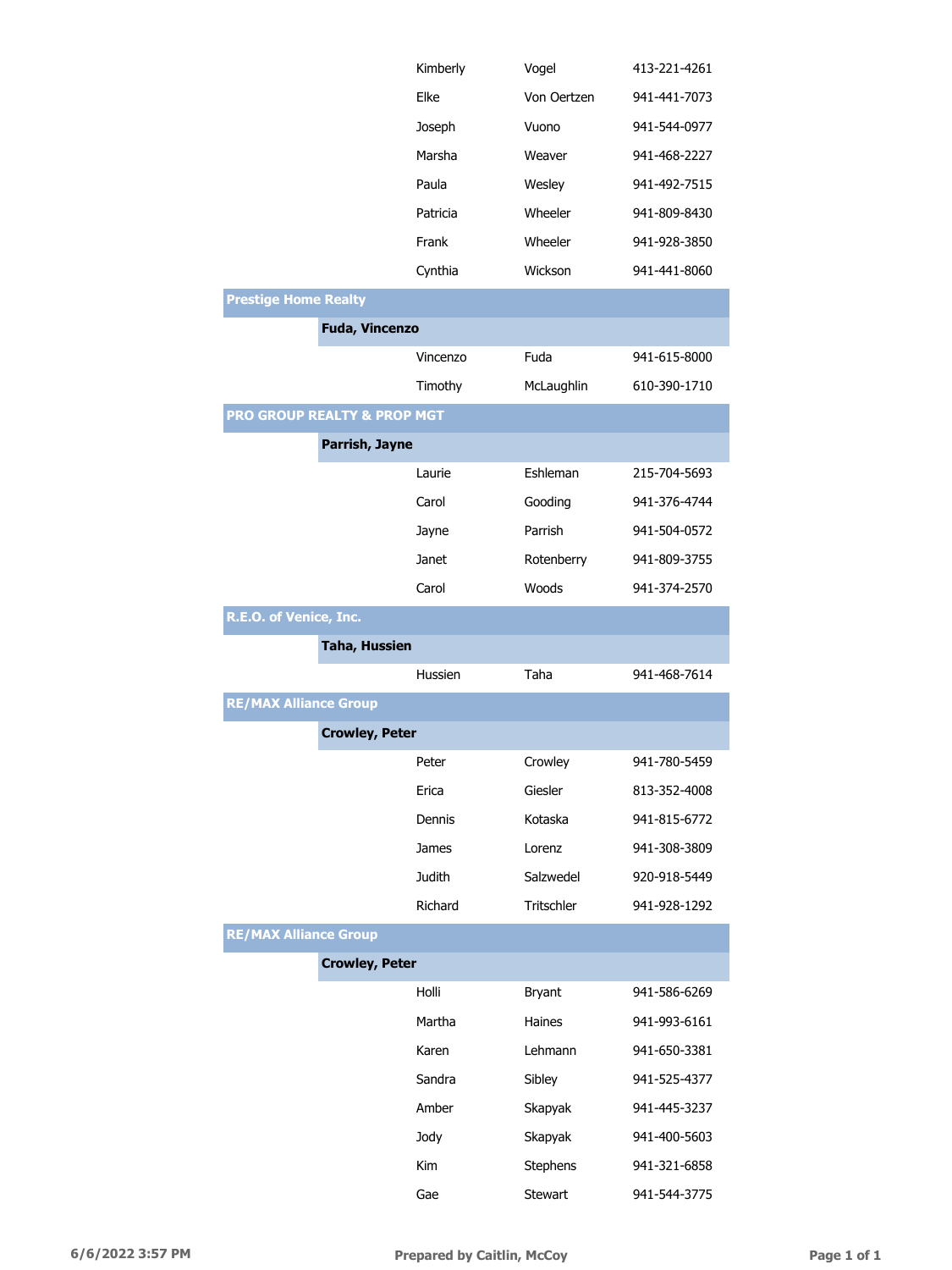| Office | Broker | First Name | Last Name | Phone |
|---|---|---|---|---|
| | | Kimberly | Vogel | 413-221-4261 |
| | | Elke | Von Oertzen | 941-441-7073 |
| | | Joseph | Vuono | 941-544-0977 |
| | | Marsha | Weaver | 941-468-2227 |
| | | Paula | Wesley | 941-492-7515 |
| | | Patricia | Wheeler | 941-809-8430 |
| | | Frank | Wheeler | 941-928-3850 |
| | | Cynthia | Wickson | 941-441-8060 |
| **Prestige Home Realty** | | | | |
| | **Fuda, Vincenzo** | | | |
| | | Vincenzo | Fuda | 941-615-8000 |
| | | Timothy | McLaughlin | 610-390-1710 |
| **PRO GROUP REALTY & PROP MGT** | | | | |
| | **Parrish, Jayne** | | | |
| | | Laurie | Eshleman | 215-704-5693 |
| | | Carol | Gooding | 941-376-4744 |
| | | Jayne | Parrish | 941-504-0572 |
| | | Janet | Rotenberry | 941-809-3755 |
| | | Carol | Woods | 941-374-2570 |
| **R.E.O. of Venice, Inc.** | | | | |
| | **Taha, Hussien** | | | |
| | | Hussien | Taha | 941-468-7614 |
| **RE/MAX Alliance Group** | | | | |
| | **Crowley, Peter** | | | |
| | | Peter | Crowley | 941-780-5459 |
| | | Erica | Giesler | 813-352-4008 |
| | | Dennis | Kotaska | 941-815-6772 |
| | | James | Lorenz | 941-308-3809 |
| | | Judith | Salzwedel | 920-918-5449 |
| | | Richard | Tritschler | 941-928-1292 |
| **RE/MAX Alliance Group** | | | | |
| | **Crowley, Peter** | | | |
| | | Holli | Bryant | 941-586-6269 |
| | | Martha | Haines | 941-993-6161 |
| | | Karen | Lehmann | 941-650-3381 |
| | | Sandra | Sibley | 941-525-4377 |
| | | Amber | Skapyak | 941-445-3237 |
| | | Jody | Skapyak | 941-400-5603 |
| | | Kim | Stephens | 941-321-6858 |
| | | Gae | Stewart | 941-544-3775 |

6/6/2022 3:57 PM — Prepared by Caitlin, McCoy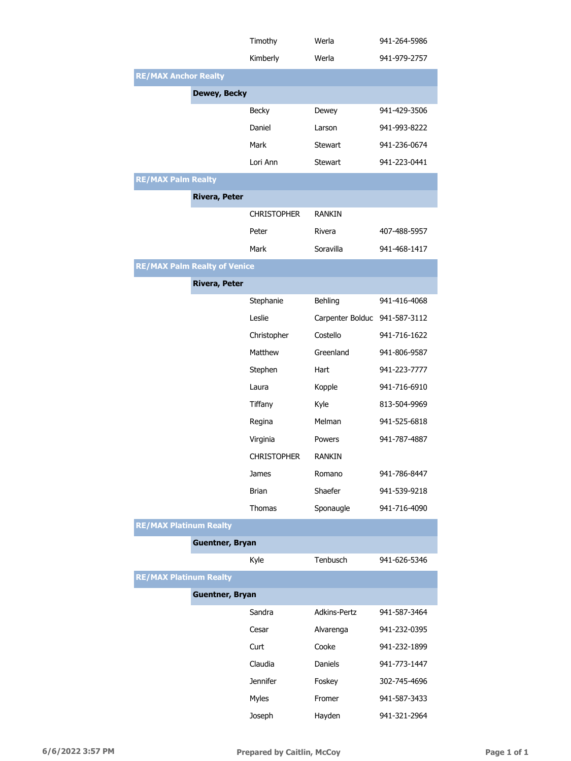| | | | |
|---|---|---|---|
| | Timothy | Werla | 941-264-5986 |
| | Kimberly | Werla | 941-979-2757 |
| **RE/MAX Anchor Realty** | | | |
| **Dewey, Becky** | | | |
| | Becky | Dewey | 941-429-3506 |
| | Daniel | Larson | 941-993-8222 |
| | Mark | Stewart | 941-236-0674 |
| | Lori Ann | Stewart | 941-223-0441 |
| **RE/MAX Palm Realty** | | | |
| **Rivera, Peter** | | | |
| | CHRISTOPHER | RANKIN | |
| | Peter | Rivera | 407-488-5957 |
| | Mark | Soravilla | 941-468-1417 |
| **RE/MAX Palm Realty of Venice** | | | |
| **Rivera, Peter** | | | |
| | Stephanie | Behling | 941-416-4068 |
| | Leslie | Carpenter Bolduc | 941-587-3112 |
| | Christopher | Costello | 941-716-1622 |
| | Matthew | Greenland | 941-806-9587 |
| | Stephen | Hart | 941-223-7777 |
| | Laura | Kopple | 941-716-6910 |
| | Tiffany | Kyle | 813-504-9969 |
| | Regina | Melman | 941-525-6818 |
| | Virginia | Powers | 941-787-4887 |
| | CHRISTOPHER | RANKIN | |
| | James | Romano | 941-786-8447 |
| | Brian | Shaefer | 941-539-9218 |
| | Thomas | Sponaugle | 941-716-4090 |
| **RE/MAX Platinum Realty** | | | |
| **Guentner, Bryan** | | | |
| | Kyle | Tenbusch | 941-626-5346 |
| **RE/MAX Platinum Realty** | | | |
| **Guentner, Bryan** | | | |
| | Sandra | Adkins-Pertz | 941-587-3464 |
| | Cesar | Alvarenga | 941-232-0395 |
| | Curt | Cooke | 941-232-1899 |
| | Claudia | Daniels | 941-773-1447 |
| | Jennifer | Foskey | 302-745-4696 |
| | Myles | Fromer | 941-587-3433 |
| | Joseph | Hayden | 941-321-2964 |

6/6/2022 3:57 PM Prepared by Caitlin, McCoy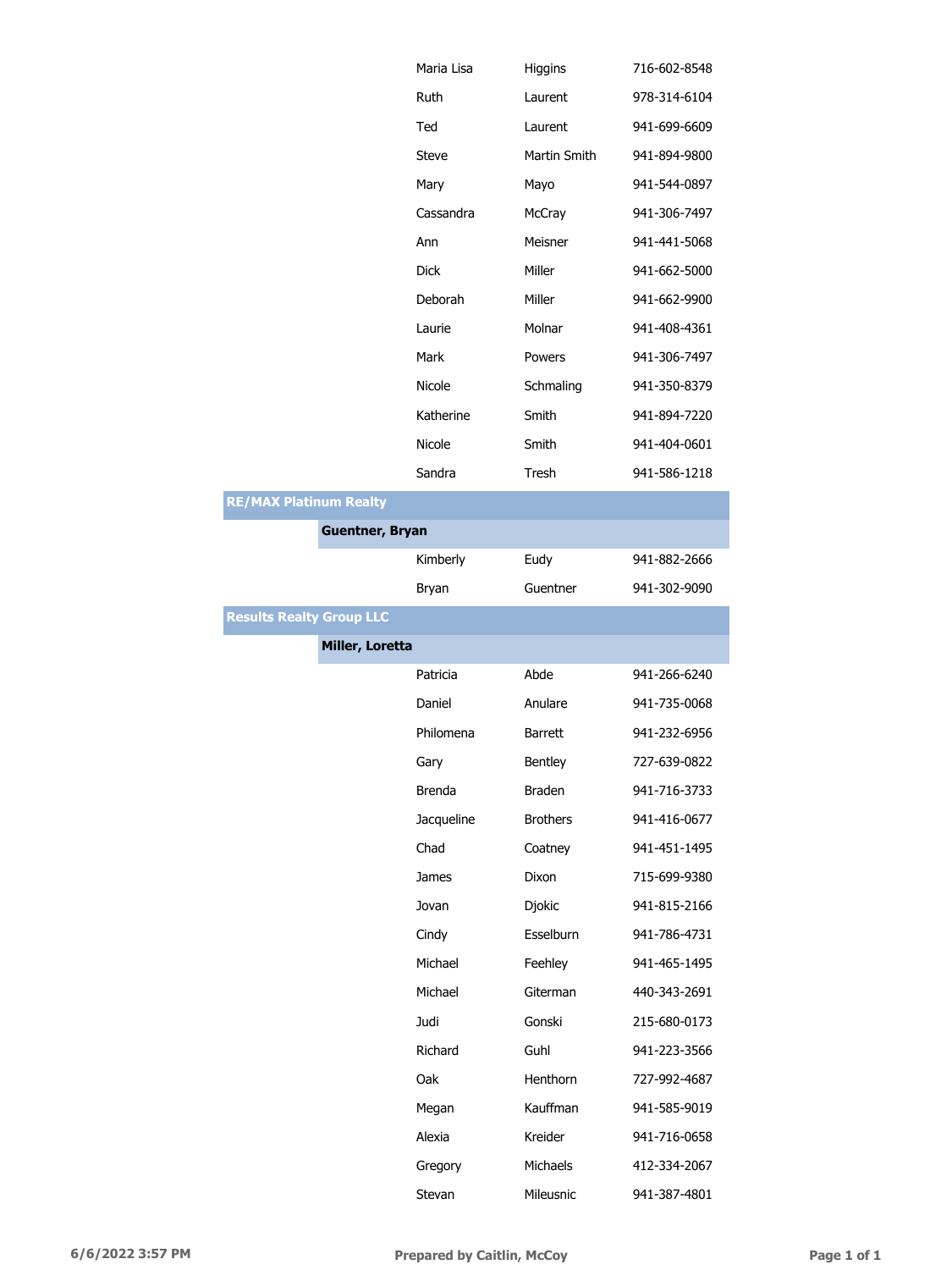| | | First Name | Last Name | Phone |
|---|---|---|---|---|
| | | Maria Lisa | Higgins | 716-602-8548 |
| | | Ruth | Laurent | 978-314-6104 |
| | | Ted | Laurent | 941-699-6609 |
| | | Steve | Martin Smith | 941-894-9800 |
| | | Mary | Mayo | 941-544-0897 |
| | | Cassandra | McCray | 941-306-7497 |
| | | Ann | Meisner | 941-441-5068 |
| | | Dick | Miller | 941-662-5000 |
| | | Deborah | Miller | 941-662-9900 |
| | | Laurie | Molnar | 941-408-4361 |
| | | Mark | Powers | 941-306-7497 |
| | | Nicole | Schmaling | 941-350-8379 |
| | | Katherine | Smith | 941-894-7220 |
| | | Nicole | Smith | 941-404-0601 |
| | | Sandra | Tresh | 941-586-1218 |
| **RE/MAX Platinum Realty** | | | | |
| | **Guentner, Bryan** | | | |
| | | Kimberly | Eudy | 941-882-2666 |
| | | Bryan | Guentner | 941-302-9090 |
| **Results Realty Group LLC** | | | | |
| | **Miller, Loretta** | | | |
| | | Patricia | Abde | 941-266-6240 |
| | | Daniel | Anulare | 941-735-0068 |
| | | Philomena | Barrett | 941-232-6956 |
| | | Gary | Bentley | 727-639-0822 |
| | | Brenda | Braden | 941-716-3733 |
| | | Jacqueline | Brothers | 941-416-0677 |
| | | Chad | Coatney | 941-451-1495 |
| | | James | Dixon | 715-699-9380 |
| | | Jovan | Djokic | 941-815-2166 |
| | | Cindy | Esselburn | 941-786-4731 |
| | | Michael | Feehley | 941-465-1495 |
| | | Michael | Giterman | 440-343-2691 |
| | | Judi | Gonski | 215-680-0173 |
| | | Richard | Guhl | 941-223-3566 |
| | | Oak | Henthorn | 727-992-4687 |
| | | Megan | Kauffman | 941-585-9019 |
| | | Alexia | Kreider | 941-716-0658 |
| | | Gregory | Michaels | 412-334-2067 |
| | | Stevan | Mileusnic | 941-387-4801 |

6/6/2022 3:57 PM — Prepared by Caitlin, McCoy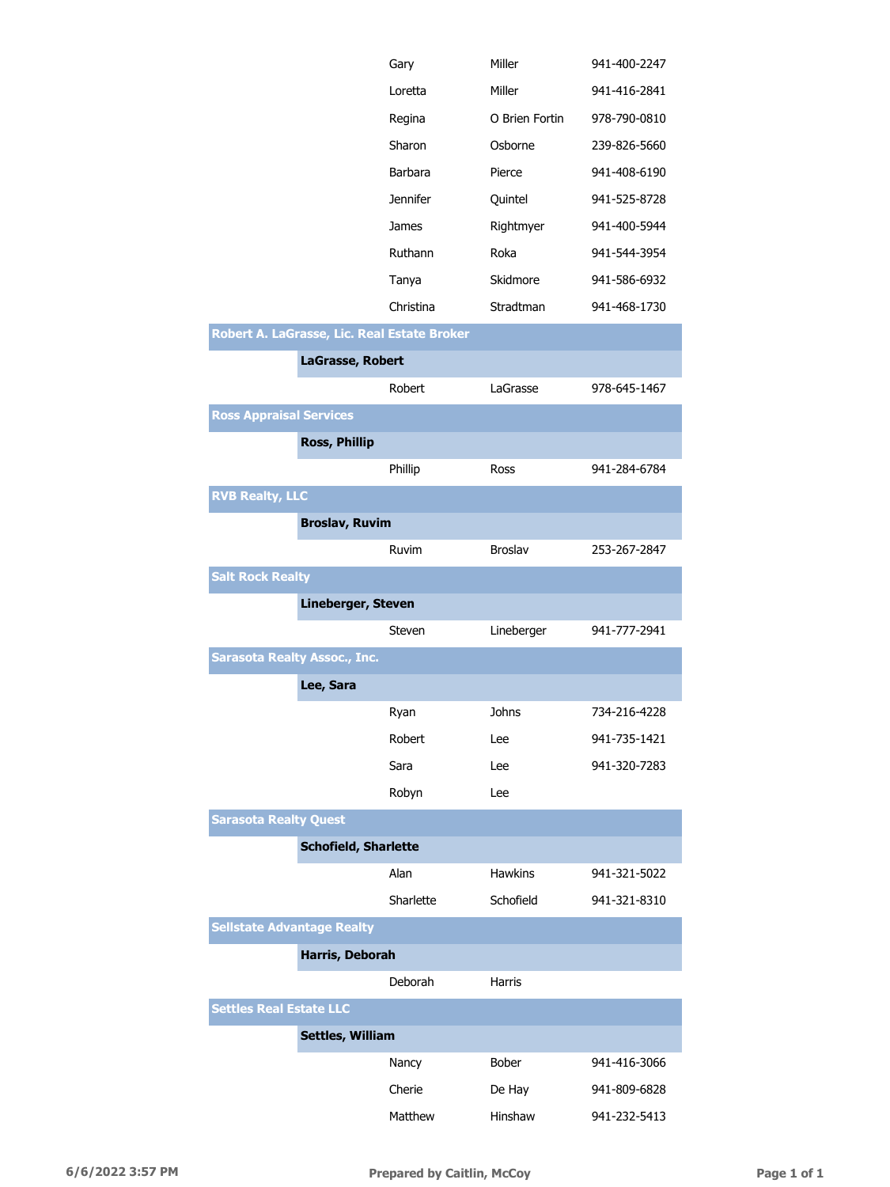| | | First Name | Last Name | Phone |
|---|---|---|---|---|
| | | Gary | Miller | 941-400-2247 |
| | | Loretta | Miller | 941-416-2841 |
| | | Regina | O Brien Fortin | 978-790-0810 |
| | | Sharon | Osborne | 239-826-5660 |
| | | Barbara | Pierce | 941-408-6190 |
| | | Jennifer | Quintel | 941-525-8728 |
| | | James | Rightmyer | 941-400-5944 |
| | | Ruthann | Roka | 941-544-3954 |
| | | Tanya | Skidmore | 941-586-6932 |
| | | Christina | Stradtman | 941-468-1730 |
| **Robert A. LaGrasse, Lic. Real Estate Broker** | | | | |
| | **LaGrasse, Robert** | | | |
| | | Robert | LaGrasse | 978-645-1467 |
| **Ross Appraisal Services** | | | | |
| | **Ross, Phillip** | | | |
| | | Phillip | Ross | 941-284-6784 |
| **RVB Realty, LLC** | | | | |
| | **Broslav, Ruvim** | | | |
| | | Ruvim | Broslav | 253-267-2847 |
| **Salt Rock Realty** | | | | |
| | **Lineberger, Steven** | | | |
| | | Steven | Lineberger | 941-777-2941 |
| **Sarasota Realty Assoc., Inc.** | | | | |
| | **Lee, Sara** | | | |
| | | Ryan | Johns | 734-216-4228 |
| | | Robert | Lee | 941-735-1421 |
| | | Sara | Lee | 941-320-7283 |
| | | Robyn | Lee | |
| **Sarasota Realty Quest** | | | | |
| | **Schofield, Sharlette** | | | |
| | | Alan | Hawkins | 941-321-5022 |
| | | Sharlette | Schofield | 941-321-8310 |
| **Sellstate Advantage Realty** | | | | |
| | **Harris, Deborah** | | | |
| | | Deborah | Harris | |
| **Settles Real Estate LLC** | | | | |
| | **Settles, William** | | | |
| | | Nancy | Bober | 941-416-3066 |
| | | Cherie | De Hay | 941-809-6828 |
| | | Matthew | Hinshaw | 941-232-5413 |

6/6/2022 3:57 PM — Prepared by Caitlin, McCoy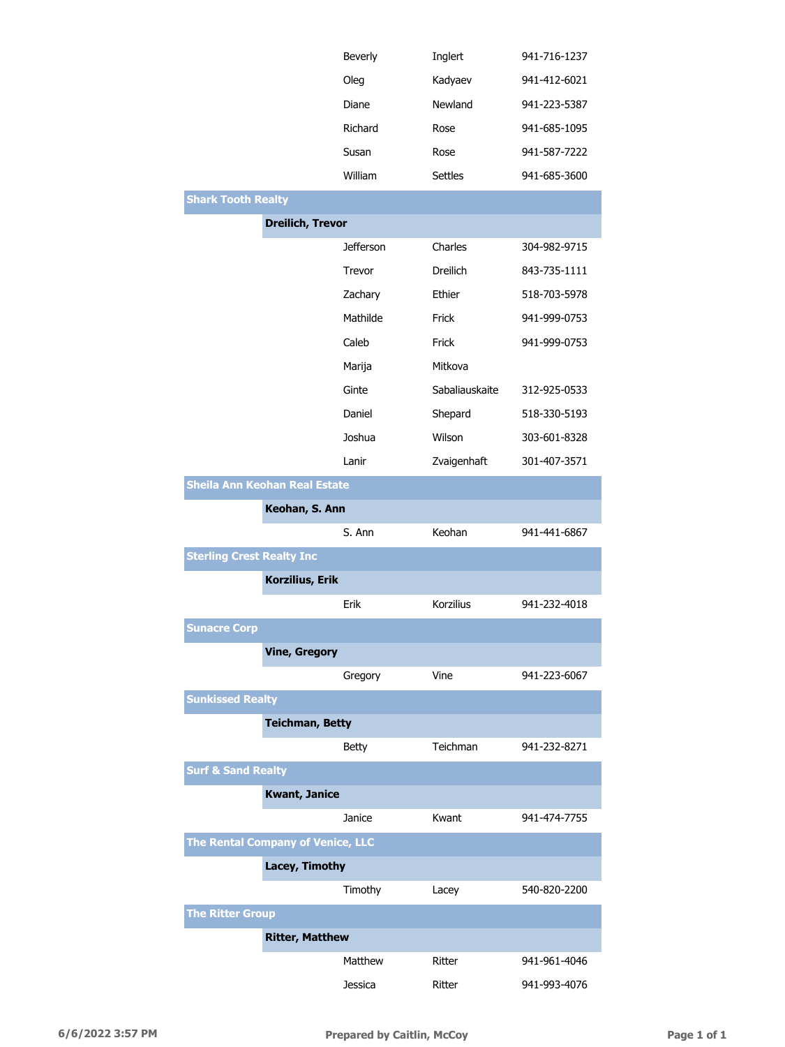| | | | | |
|---|---|---|---|---|
| | | Beverly | Inglert | 941-716-1237 |
| | | Oleg | Kadyaev | 941-412-6021 |
| | | Diane | Newland | 941-223-5387 |
| | | Richard | Rose | 941-685-1095 |
| | | Susan | Rose | 941-587-7222 |
| | | William | Settles | 941-685-3600 |
| **Shark Tooth Realty** | | | | |
| | **Dreilich, Trevor** | | | |
| | | Jefferson | Charles | 304-982-9715 |
| | | Trevor | Dreilich | 843-735-1111 |
| | | Zachary | Ethier | 518-703-5978 |
| | | Mathilde | Frick | 941-999-0753 |
| | | Caleb | Frick | 941-999-0753 |
| | | Marija | Mitkova | |
| | | Ginte | Sabaliauskaite | 312-925-0533 |
| | | Daniel | Shepard | 518-330-5193 |
| | | Joshua | Wilson | 303-601-8328 |
| | | Lanir | Zvaigenhaft | 301-407-3571 |
| **Sheila Ann Keohan Real Estate** | | | | |
| | **Keohan, S. Ann** | | | |
| | | S. Ann | Keohan | 941-441-6867 |
| **Sterling Crest Realty Inc** | | | | |
| | **Korzilius, Erik** | | | |
| | | Erik | Korzilius | 941-232-4018 |
| **Sunacre Corp** | | | | |
| | **Vine, Gregory** | | | |
| | | Gregory | Vine | 941-223-6067 |
| **Sunkissed Realty** | | | | |
| | **Teichman, Betty** | | | |
| | | Betty | Teichman | 941-232-8271 |
| **Surf & Sand Realty** | | | | |
| | **Kwant, Janice** | | | |
| | | Janice | Kwant | 941-474-7755 |
| **The Rental Company of Venice, LLC** | | | | |
| | **Lacey, Timothy** | | | |
| | | Timothy | Lacey | 540-820-2200 |
| **The Ritter Group** | | | | |
| | **Ritter, Matthew** | | | |
| | | Matthew | Ritter | 941-961-4046 |
| | | Jessica | Ritter | 941-993-4076 |

6/6/2022 3:57 PM — Prepared by Caitlin, McCoy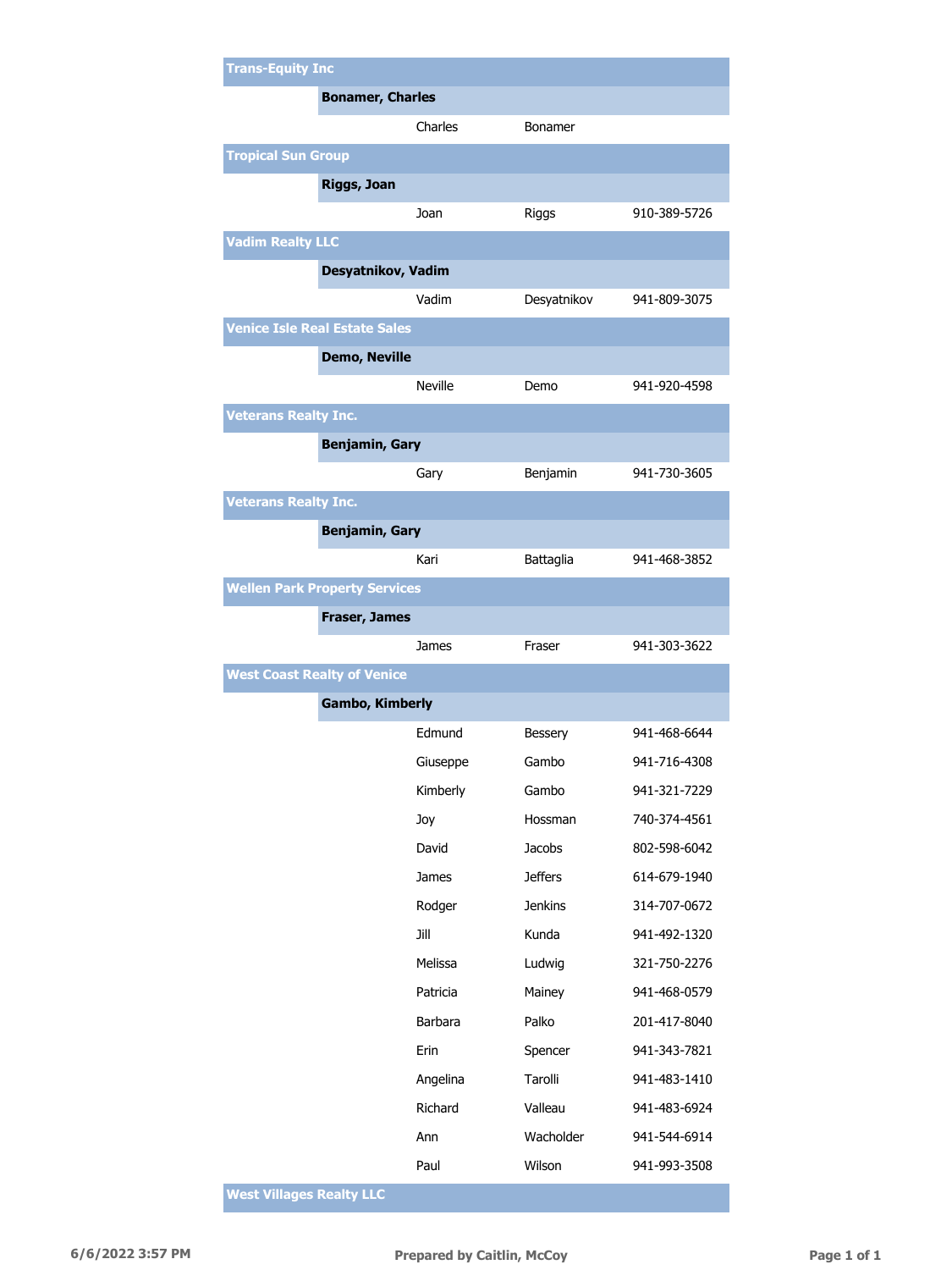## Trans-Equity Inc

### Bonamer, Charles

| First Name | Last Name | Phone |
|---|---|---|
| Charles | Bonamer | |

## Tropical Sun Group

### Riggs, Joan

| First Name | Last Name | Phone |
|---|---|---|
| Joan | Riggs | 910-389-5726 |

## Vadim Realty LLC

### Desyatnikov, Vadim

| First Name | Last Name | Phone |
|---|---|---|
| Vadim | Desyatnikov | 941-809-3075 |

## Venice Isle Real Estate Sales

### Demo, Neville

| First Name | Last Name | Phone |
|---|---|---|
| Neville | Demo | 941-920-4598 |

## Veterans Realty Inc.

### Benjamin, Gary

| First Name | Last Name | Phone |
|---|---|---|
| Gary | Benjamin | 941-730-3605 |

## Veterans Realty Inc.

### Benjamin, Gary

| First Name | Last Name | Phone |
|---|---|---|
| Kari | Battaglia | 941-468-3852 |

## Wellen Park Property Services

### Fraser, James

| First Name | Last Name | Phone |
|---|---|---|
| James | Fraser | 941-303-3622 |

## West Coast Realty of Venice

### Gambo, Kimberly

| First Name | Last Name | Phone |
|---|---|---|
| Edmund | Bessery | 941-468-6644 |
| Giuseppe | Gambo | 941-716-4308 |
| Kimberly | Gambo | 941-321-7229 |
| Joy | Hossman | 740-374-4561 |
| David | Jacobs | 802-598-6042 |
| James | Jeffers | 614-679-1940 |
| Rodger | Jenkins | 314-707-0672 |
| Jill | Kunda | 941-492-1320 |
| Melissa | Ludwig | 321-750-2276 |
| Patricia | Mainey | 941-468-0579 |
| Barbara | Palko | 201-417-8040 |
| Erin | Spencer | 941-343-7821 |
| Angelina | Tarolli | 941-483-1410 |
| Richard | Valleau | 941-483-6924 |
| Ann | Wacholder | 941-544-6914 |
| Paul | Wilson | 941-993-3508 |

## West Villages Realty LLC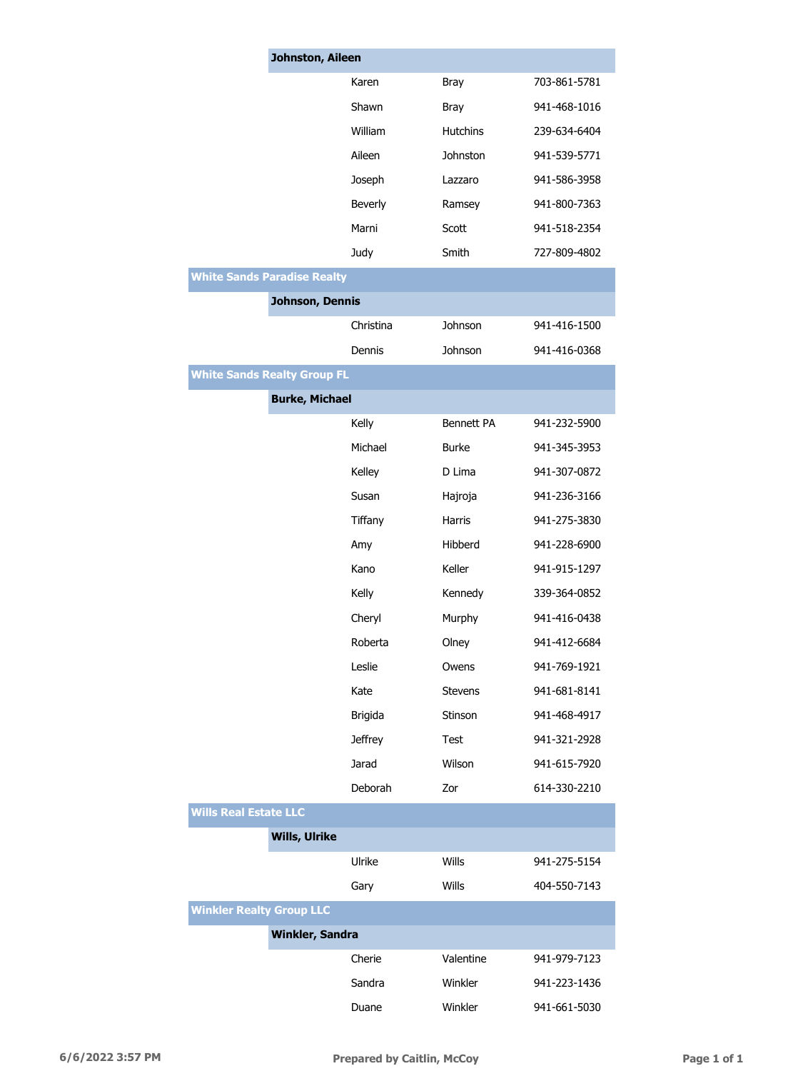| Office | Agent | First Name | Last Name | Phone |
| --- | --- | --- | --- | --- |
| | **Johnston, Aileen** | | | |
| | | Karen | Bray | 703-861-5781 |
| | | Shawn | Bray | 941-468-1016 |
| | | William | Hutchins | 239-634-6404 |
| | | Aileen | Johnston | 941-539-5771 |
| | | Joseph | Lazzaro | 941-586-3958 |
| | | Beverly | Ramsey | 941-800-7363 |
| | | Marni | Scott | 941-518-2354 |
| | | Judy | Smith | 727-809-4802 |
| **White Sands Paradise Realty** | | | | |
| | **Johnson, Dennis** | | | |
| | | Christina | Johnson | 941-416-1500 |
| | | Dennis | Johnson | 941-416-0368 |
| **White Sands Realty Group FL** | | | | |
| | **Burke, Michael** | | | |
| | | Kelly | Bennett PA | 941-232-5900 |
| | | Michael | Burke | 941-345-3953 |
| | | Kelley | D Lima | 941-307-0872 |
| | | Susan | Hajroja | 941-236-3166 |
| | | Tiffany | Harris | 941-275-3830 |
| | | Amy | Hibberd | 941-228-6900 |
| | | Kano | Keller | 941-915-1297 |
| | | Kelly | Kennedy | 339-364-0852 |
| | | Cheryl | Murphy | 941-416-0438 |
| | | Roberta | Olney | 941-412-6684 |
| | | Leslie | Owens | 941-769-1921 |
| | | Kate | Stevens | 941-681-8141 |
| | | Brigida | Stinson | 941-468-4917 |
| | | Jeffrey | Test | 941-321-2928 |
| | | Jarad | Wilson | 941-615-7920 |
| | | Deborah | Zor | 614-330-2210 |
| **Wills Real Estate LLC** | | | | |
| | **Wills, Ulrike** | | | |
| | | Ulrike | Wills | 941-275-5154 |
| | | Gary | Wills | 404-550-7143 |
| **Winkler Realty Group LLC** | | | | |
| | **Winkler, Sandra** | | | |
| | | Cherie | Valentine | 941-979-7123 |
| | | Sandra | Winkler | 941-223-1436 |
| | | Duane | Winkler | 941-661-5030 |

6/6/2022 3:57 PM — Prepared by Caitlin, McCoy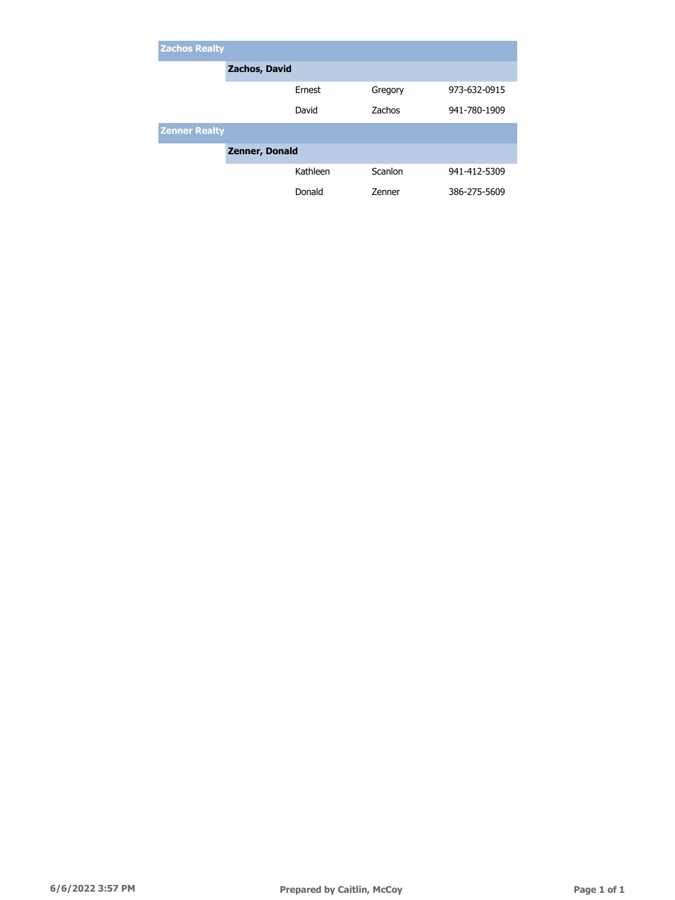| | | | | |
|---|---|---|---|---|
| **Zachos Realty** | | | | |
| | **Zachos, David** | | | |
| | | Ernest | Gregory | 973-632-0915 |
| | | David | Zachos | 941-780-1909 |
| **Zenner Realty** | | | | |
| | **Zenner, Donald** | | | |
| | | Kathleen | Scanlon | 941-412-5309 |
| | | Donald | Zenner | 386-275-5609 |

**6/6/2022 3:57 PM** **Prepared by Caitlin, McCoy**